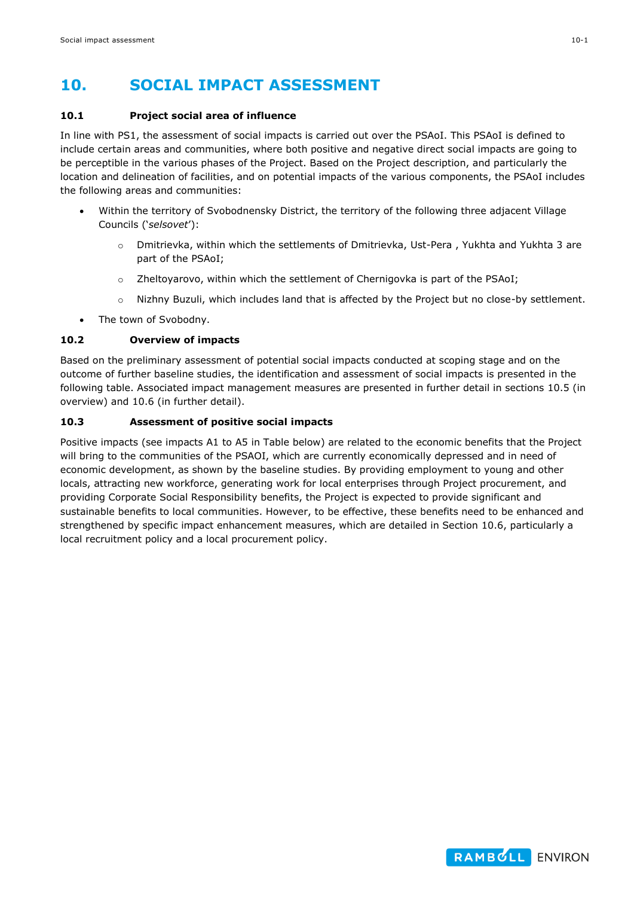# 10. SOCIAL IMPACT ASSESSMENT

### 10.1 Project social area of influence

In line with PS1, the assessment of social impacts is carried out over the PSAoI. This PSAoI is defined to include certain areas and communities, where both positive and negative direct social impacts are going to be perceptible in the various phases of the Project. Based on the Project description, and particularly the location and delineation of facilities, and on potential impacts of the various components, the PSAoI includes the following areas and communities:

- Within the territory of Svobodnensky District, the territory of the following three adjacent Village Councils ('*selsovet*'):
  - Dmitrievka, within which the settlements of Dmitrievka, Ust-Pera , Yukhta and Yukhta 3 are part of the PSAoI;
  - Zheltoyarovo, within which the settlement of Chernigovka is part of the PSAoI;
  - Nizhny Buzuli, which includes land that is affected by the Project but no close-by settlement.
- The town of Svobodny.

### 10.2 Overview of impacts

Based on the preliminary assessment of potential social impacts conducted at scoping stage and on the outcome of further baseline studies, the identification and assessment of social impacts is presented in the following table. Associated impact management measures are presented in further detail in sections 10.5 (in overview) and 10.6 (in further detail).

### 10.3 Assessment of positive social impacts

Positive impacts (see impacts A1 to A5 in Table below) are related to the economic benefits that the Project will bring to the communities of the PSAOI, which are currently economically depressed and in need of economic development, as shown by the baseline studies. By providing employment to young and other locals, attracting new workforce, generating work for local enterprises through Project procurement, and providing Corporate Social Responsibility benefits, the Project is expected to provide significant and sustainable benefits to local communities. However, to be effective, these benefits need to be enhanced and strengthened by specific impact enhancement measures, which are detailed in Section 10.6, particularly a local recruitment policy and a local procurement policy.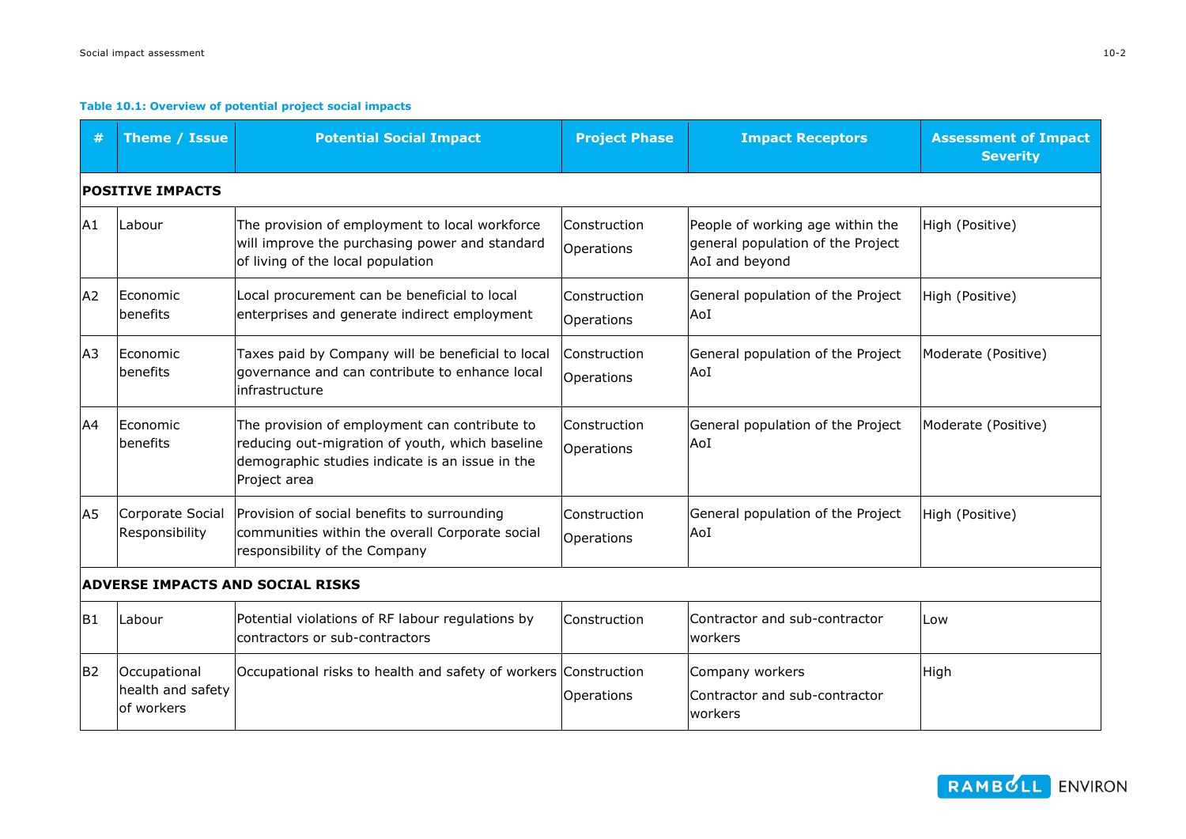**Table 10.1: Overview of potential project social impacts**

| # | Theme / Issue | Potential Social Impact | Project Phase | Impact Receptors | Assessment of Impact Severity |
|---|---|---|---|---|---|
| **POSITIVE IMPACTS** | | | | | |
| A1 | Labour | The provision of employment to local workforce will improve the purchasing power and standard of living of the local population | Construction<br>Operations | People of working age within the general population of the Project AoI and beyond | High (Positive) |
| A2 | Economic benefits | Local procurement can be beneficial to local enterprises and generate indirect employment | Construction<br>Operations | General population of the Project AoI | High (Positive) |
| A3 | Economic benefits | Taxes paid by Company will be beneficial to local governance and can contribute to enhance local infrastructure | Construction<br>Operations | General population of the Project AoI | Moderate (Positive) |
| A4 | Economic benefits | The provision of employment can contribute to reducing out-migration of youth, which baseline demographic studies indicate is an issue in the Project area | Construction<br>Operations | General population of the Project AoI | Moderate (Positive) |
| A5 | Corporate Social Responsibility | Provision of social benefits to surrounding communities within the overall Corporate social responsibility of the Company | Construction<br>Operations | General population of the Project AoI | High (Positive) |
| **ADVERSE IMPACTS AND SOCIAL RISKS** | | | | | |
| B1 | Labour | Potential violations of RF labour regulations by contractors or sub-contractors | Construction | Contractor and sub-contractor workers | Low |
| B2 | Occupational health and safety of workers | Occupational risks to health and safety of workers | Construction<br>Operations | Company workers<br>Contractor and sub-contractor workers | High |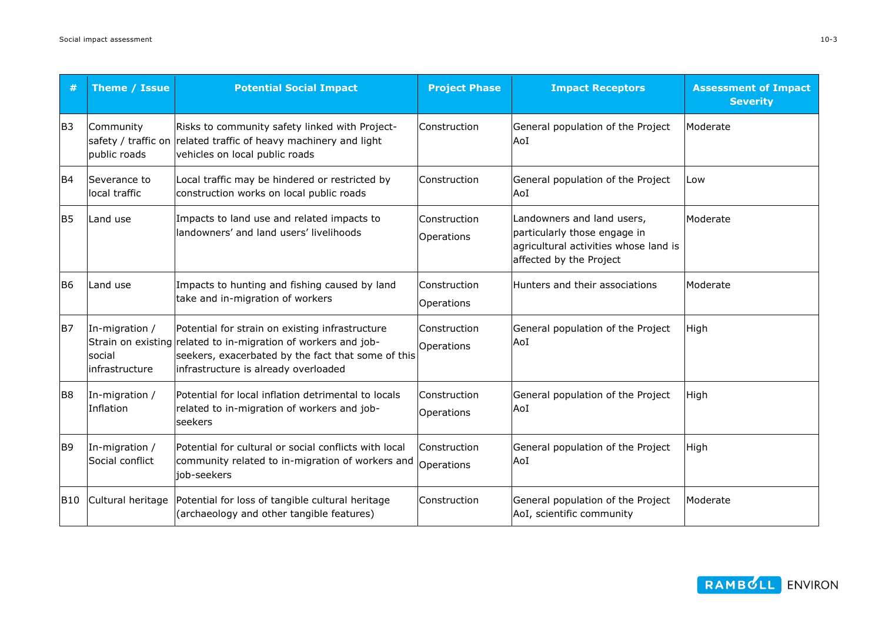| # | Theme / Issue | Potential Social Impact | Project Phase | Impact Receptors | Assessment of Impact Severity |
|---|---|---|---|---|---|
| B3 | Community safety / traffic on public roads | Risks to community safety linked with Project-related traffic of heavy machinery and light vehicles on local public roads | Construction | General population of the Project AoI | Moderate |
| B4 | Severance to local traffic | Local traffic may be hindered or restricted by construction works on local public roads | Construction | General population of the Project AoI | Low |
| B5 | Land use | Impacts to land use and related impacts to landowners' and land users' livelihoods | Construction<br>Operations | Landowners and land users, particularly those engage in agricultural activities whose land is affected by the Project | Moderate |
| B6 | Land use | Impacts to hunting and fishing caused by land take and in-migration of workers | Construction<br>Operations | Hunters and their associations | Moderate |
| B7 | In-migration / Strain on existing social infrastructure | Potential for strain on existing infrastructure related to in-migration of workers and job-seekers, exacerbated by the fact that some of this infrastructure is already overloaded | Construction<br>Operations | General population of the Project AoI | High |
| B8 | In-migration / Inflation | Potential for local inflation detrimental to locals related to in-migration of workers and job-seekers | Construction<br>Operations | General population of the Project AoI | High |
| B9 | In-migration / Social conflict | Potential for cultural or social conflicts with local community related to in-migration of workers and job-seekers | Construction<br>Operations | General population of the Project AoI | High |
| B10 | Cultural heritage | Potential for loss of tangible cultural heritage (archaeology and other tangible features) | Construction | General population of the Project AoI, scientific community | Moderate |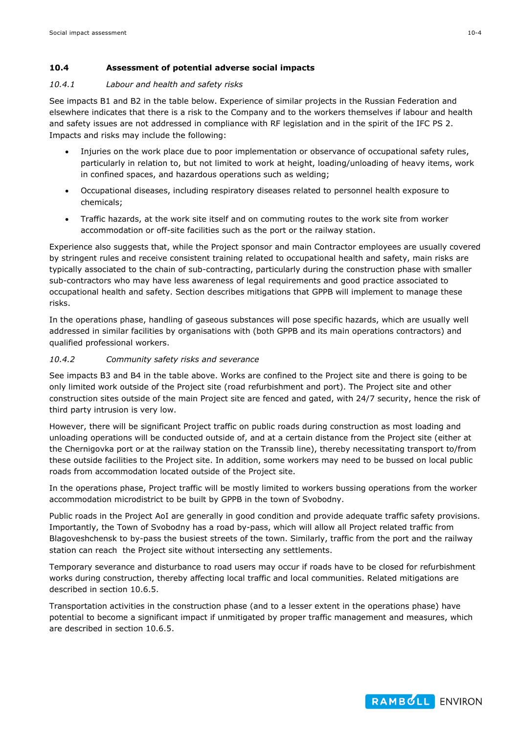## 10.4 Assessment of potential adverse social impacts

### *10.4.1 Labour and health and safety risks*

See impacts B1 and B2 in the table below. Experience of similar projects in the Russian Federation and elsewhere indicates that there is a risk to the Company and to the workers themselves if labour and health and safety issues are not addressed in compliance with RF legislation and in the spirit of the IFC PS 2. Impacts and risks may include the following:

- Injuries on the work place due to poor implementation or observance of occupational safety rules, particularly in relation to, but not limited to work at height, loading/unloading of heavy items, work in confined spaces, and hazardous operations such as welding;
- Occupational diseases, including respiratory diseases related to personnel health exposure to chemicals;
- Traffic hazards, at the work site itself and on commuting routes to the work site from worker accommodation or off-site facilities such as the port or the railway station.

Experience also suggests that, while the Project sponsor and main Contractor employees are usually covered by stringent rules and receive consistent training related to occupational health and safety, main risks are typically associated to the chain of sub-contracting, particularly during the construction phase with smaller sub-contractors who may have less awareness of legal requirements and good practice associated to occupational health and safety. Section describes mitigations that GPPB will implement to manage these risks.

In the operations phase, handling of gaseous substances will pose specific hazards, which are usually well addressed in similar facilities by organisations with (both GPPB and its main operations contractors) and qualified professional workers.

### *10.4.2 Community safety risks and severance*

See impacts B3 and B4 in the table above. Works are confined to the Project site and there is going to be only limited work outside of the Project site (road refurbishment and port). The Project site and other construction sites outside of the main Project site are fenced and gated, with 24/7 security, hence the risk of third party intrusion is very low.

However, there will be significant Project traffic on public roads during construction as most loading and unloading operations will be conducted outside of, and at a certain distance from the Project site (either at the Chernigovka port or at the railway station on the Transsib line), thereby necessitating transport to/from these outside facilities to the Project site. In addition, some workers may need to be bussed on local public roads from accommodation located outside of the Project site.

In the operations phase, Project traffic will be mostly limited to workers bussing operations from the worker accommodation microdistrict to be built by GPPB in the town of Svobodny.

Public roads in the Project AoI are generally in good condition and provide adequate traffic safety provisions. Importantly, the Town of Svobodny has a road by-pass, which will allow all Project related traffic from Blagoveshchensk to by-pass the busiest streets of the town. Similarly, traffic from the port and the railway station can reach the Project site without intersecting any settlements.

Temporary severance and disturbance to road users may occur if roads have to be closed for refurbishment works during construction, thereby affecting local traffic and local communities. Related mitigations are described in section 10.6.5.

Transportation activities in the construction phase (and to a lesser extent in the operations phase) have potential to become a significant impact if unmitigated by proper traffic management and measures, which are described in section 10.6.5.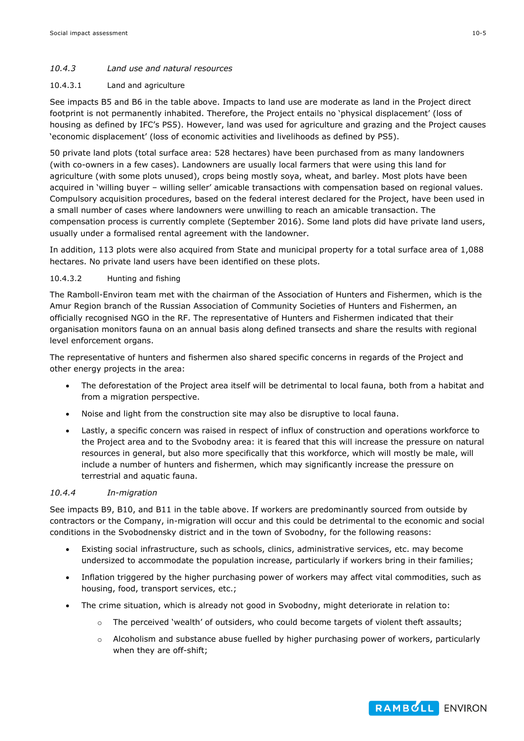### *10.4.3 Land use and natural resources*

#### 10.4.3.1 Land and agriculture

See impacts B5 and B6 in the table above. Impacts to land use are moderate as land in the Project direct footprint is not permanently inhabited. Therefore, the Project entails no 'physical displacement' (loss of housing as defined by IFC's PS5). However, land was used for agriculture and grazing and the Project causes 'economic displacement' (loss of economic activities and livelihoods as defined by PS5).

50 private land plots (total surface area: 528 hectares) have been purchased from as many landowners (with co-owners in a few cases). Landowners are usually local farmers that were using this land for agriculture (with some plots unused), crops being mostly soya, wheat, and barley. Most plots have been acquired in 'willing buyer – willing seller' amicable transactions with compensation based on regional values. Compulsory acquisition procedures, based on the federal interest declared for the Project, have been used in a small number of cases where landowners were unwilling to reach an amicable transaction. The compensation process is currently complete (September 2016). Some land plots did have private land users, usually under a formalised rental agreement with the landowner.

In addition, 113 plots were also acquired from State and municipal property for a total surface area of 1,088 hectares. No private land users have been identified on these plots.

#### 10.4.3.2 Hunting and fishing

The Ramboll-Environ team met with the chairman of the Association of Hunters and Fishermen, which is the Amur Region branch of the Russian Association of Community Societies of Hunters and Fishermen, an officially recognised NGO in the RF. The representative of Hunters and Fishermen indicated that their organisation monitors fauna on an annual basis along defined transects and share the results with regional level enforcement organs.

The representative of hunters and fishermen also shared specific concerns in regards of the Project and other energy projects in the area:

- The deforestation of the Project area itself will be detrimental to local fauna, both from a habitat and from a migration perspective.
- Noise and light from the construction site may also be disruptive to local fauna.
- Lastly, a specific concern was raised in respect of influx of construction and operations workforce to the Project area and to the Svobodny area: it is feared that this will increase the pressure on natural resources in general, but also more specifically that this workforce, which will mostly be male, will include a number of hunters and fishermen, which may significantly increase the pressure on terrestrial and aquatic fauna.

### *10.4.4 In-migration*

See impacts B9, B10, and B11 in the table above. If workers are predominantly sourced from outside by contractors or the Company, in-migration will occur and this could be detrimental to the economic and social conditions in the Svobodnensky district and in the town of Svobodny, for the following reasons:

- Existing social infrastructure, such as schools, clinics, administrative services, etc. may become undersized to accommodate the population increase, particularly if workers bring in their families;
- Inflation triggered by the higher purchasing power of workers may affect vital commodities, such as housing, food, transport services, etc.;
- The crime situation, which is already not good in Svobodny, might deteriorate in relation to:
    - The perceived 'wealth' of outsiders, who could become targets of violent theft assaults;
    - Alcoholism and substance abuse fuelled by higher purchasing power of workers, particularly when they are off-shift;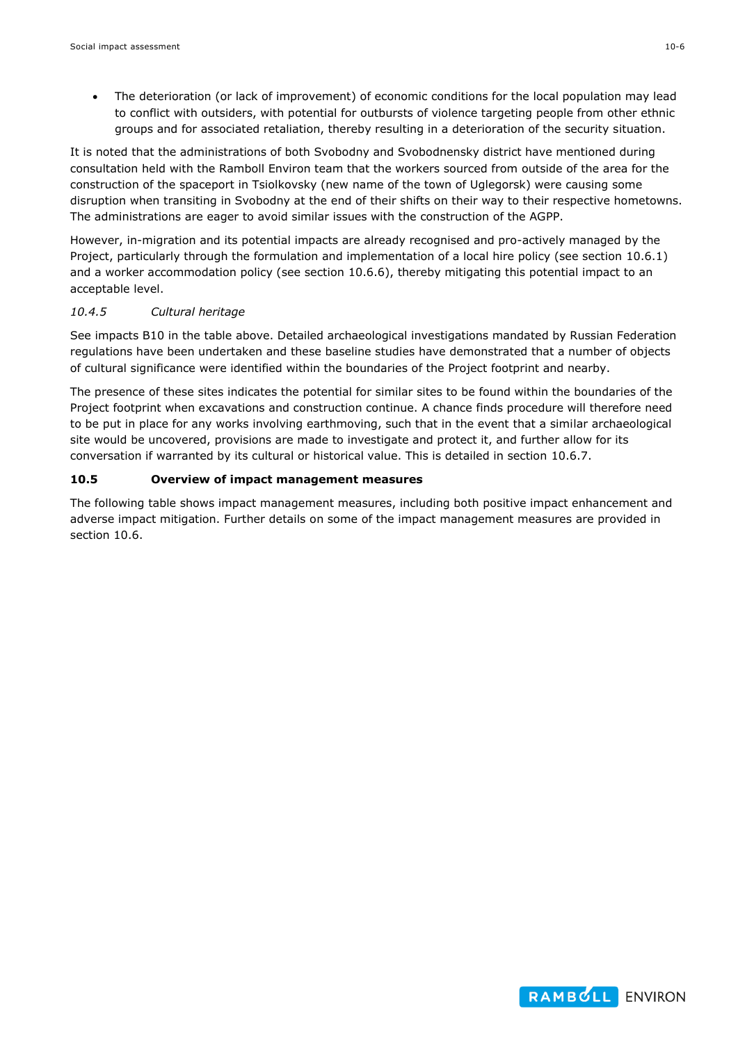- The deterioration (or lack of improvement) of economic conditions for the local population may lead to conflict with outsiders, with potential for outbursts of violence targeting people from other ethnic groups and for associated retaliation, thereby resulting in a deterioration of the security situation.

It is noted that the administrations of both Svobodny and Svobodnensky district have mentioned during consultation held with the Ramboll Environ team that the workers sourced from outside of the area for the construction of the spaceport in Tsiolkovsky (new name of the town of Uglegorsk) were causing some disruption when transiting in Svobodny at the end of their shifts on their way to their respective hometowns. The administrations are eager to avoid similar issues with the construction of the AGPP.

However, in-migration and its potential impacts are already recognised and pro-actively managed by the Project, particularly through the formulation and implementation of a local hire policy (see section 10.6.1) and a worker accommodation policy (see section 10.6.6), thereby mitigating this potential impact to an acceptable level.

### *10.4.5 Cultural heritage*

See impacts B10 in the table above. Detailed archaeological investigations mandated by Russian Federation regulations have been undertaken and these baseline studies have demonstrated that a number of objects of cultural significance were identified within the boundaries of the Project footprint and nearby.

The presence of these sites indicates the potential for similar sites to be found within the boundaries of the Project footprint when excavations and construction continue. A chance finds procedure will therefore need to be put in place for any works involving earthmoving, such that in the event that a similar archaeological site would be uncovered, provisions are made to investigate and protect it, and further allow for its conversation if warranted by its cultural or historical value. This is detailed in section 10.6.7.

## 10.5 Overview of impact management measures

The following table shows impact management measures, including both positive impact enhancement and adverse impact mitigation. Further details on some of the impact management measures are provided in section 10.6.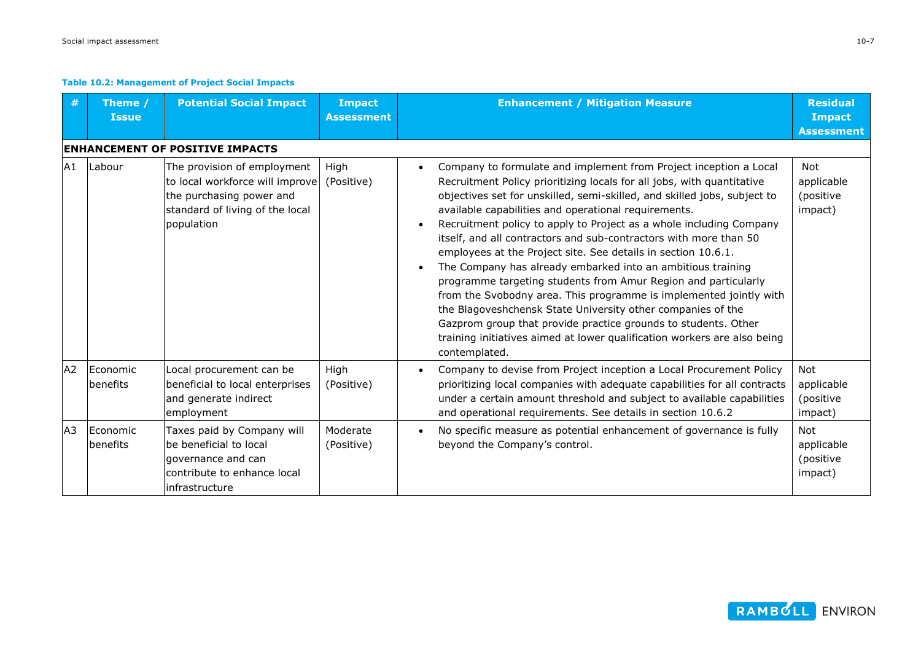**Table 10.2: Management of Project Social Impacts**

| # | Theme / Issue | Potential Social Impact | Impact Assessment | Enhancement / Mitigation Measure | Residual Impact Assessment |
|---|---|---|---|---|---|
| **ENHANCEMENT OF POSITIVE IMPACTS** | | | | | |
| A1 | Labour | The provision of employment to local workforce will improve the purchasing power and standard of living of the local population | High (Positive) | • Company to formulate and implement from Project inception a Local Recruitment Policy prioritizing locals for all jobs, with quantitative objectives set for unskilled, semi-skilled, and skilled jobs, subject to available capabilities and operational requirements. <br>• Recruitment policy to apply to Project as a whole including Company itself, and all contractors and sub-contractors with more than 50 employees at the Project site. See details in section 10.6.1. <br>• The Company has already embarked into an ambitious training programme targeting students from Amur Region and particularly from the Svobodny area. This programme is implemented jointly with the Blagoveshchensk State University other companies of the Gazprom group that provide practice grounds to students. Other training initiatives aimed at lower qualification workers are also being contemplated. | Not applicable (positive impact) |
| A2 | Economic benefits | Local procurement can be beneficial to local enterprises and generate indirect employment | High (Positive) | • Company to devise from Project inception a Local Procurement Policy prioritizing local companies with adequate capabilities for all contracts under a certain amount threshold and subject to available capabilities and operational requirements. See details in section 10.6.2 | Not applicable (positive impact) |
| A3 | Economic benefits | Taxes paid by Company will be beneficial to local governance and can contribute to enhance local infrastructure | Moderate (Positive) | • No specific measure as potential enhancement of governance is fully beyond the Company's control. | Not applicable (positive impact) |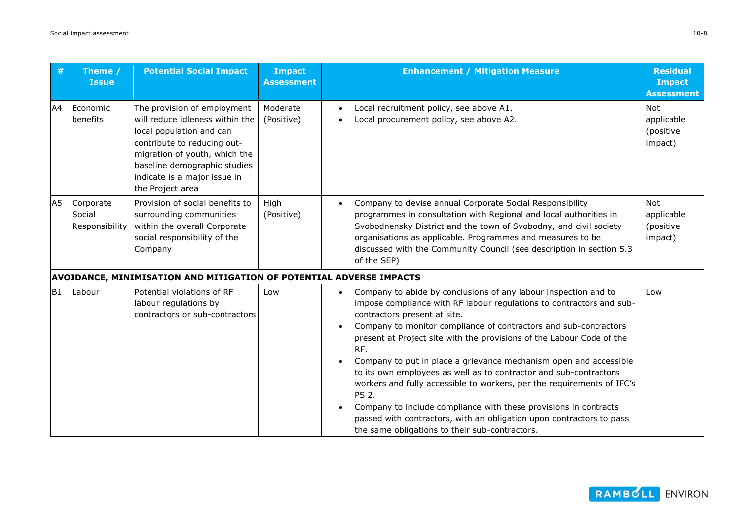| # | Theme / Issue | Potential Social Impact | Impact Assessment | Enhancement / Mitigation Measure | Residual Impact Assessment |
|---|---|---|---|---|---|
| A4 | Economic benefits | The provision of employment will reduce idleness within the local population and can contribute to reducing out-migration of youth, which the baseline demographic studies indicate is a major issue in the Project area | Moderate (Positive) | • Local recruitment policy, see above A1.<br>• Local procurement policy, see above A2. | Not applicable (positive impact) |
| A5 | Corporate Social Responsibility | Provision of social benefits to surrounding communities within the overall Corporate social responsibility of the Company | High (Positive) | • Company to devise annual Corporate Social Responsibility programmes in consultation with Regional and local authorities in Svobodnensky District and the town of Svobodny, and civil society organisations as applicable. Programmes and measures to be discussed with the Community Council (see description in section 5.3 of the SEP) | Not applicable (positive impact) |
| **AVOIDANCE, MINIMISATION AND MITIGATION OF POTENTIAL ADVERSE IMPACTS** | | | | | |
| B1 | Labour | Potential violations of RF labour regulations by contractors or sub-contractors | Low | • Company to abide by conclusions of any labour inspection and to impose compliance with RF labour regulations to contractors and sub-contractors present at site.<br>• Company to monitor compliance of contractors and sub-contractors present at Project site with the provisions of the Labour Code of the RF.<br>• Company to put in place a grievance mechanism open and accessible to its own employees as well as to contractor and sub-contractors workers and fully accessible to workers, per the requirements of IFC's PS 2.<br>• Company to include compliance with these provisions in contracts passed with contractors, with an obligation upon contractors to pass the same obligations to their sub-contractors. | Low |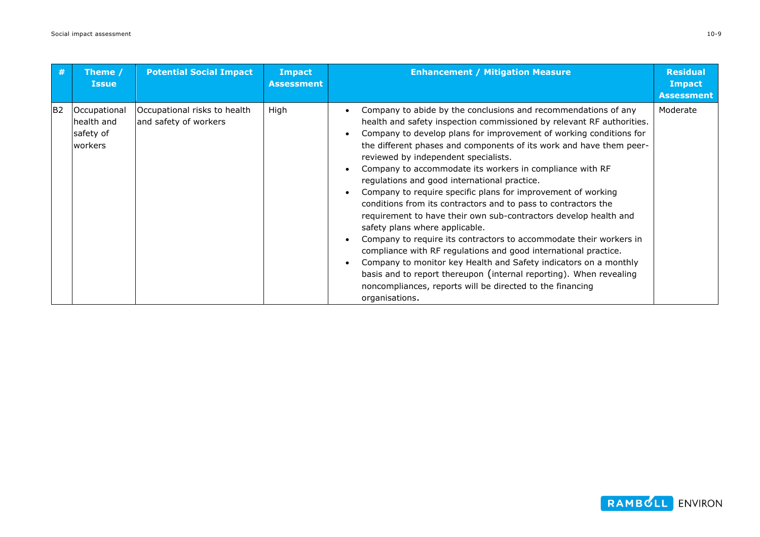| # | Theme / Issue | Potential Social Impact | Impact Assessment | Enhancement / Mitigation Measure | Residual Impact Assessment |
|---|---|---|---|---|---|
| B2 | Occupational health and safety of workers | Occupational risks to health and safety of workers | High | • Company to abide by the conclusions and recommendations of any health and safety inspection commissioned by relevant RF authorities.<br>• Company to develop plans for improvement of working conditions for the different phases and components of its work and have them peer-reviewed by independent specialists.<br>• Company to accommodate its workers in compliance with RF regulations and good international practice.<br>• Company to require specific plans for improvement of working conditions from its contractors and to pass to contractors the requirement to have their own sub-contractors develop health and safety plans where applicable.<br>• Company to require its contractors to accommodate their workers in compliance with RF regulations and good international practice.<br>• Company to monitor key Health and Safety indicators on a monthly basis and to report thereupon (internal reporting). When revealing noncompliances, reports will be directed to the financing organisations. | Moderate |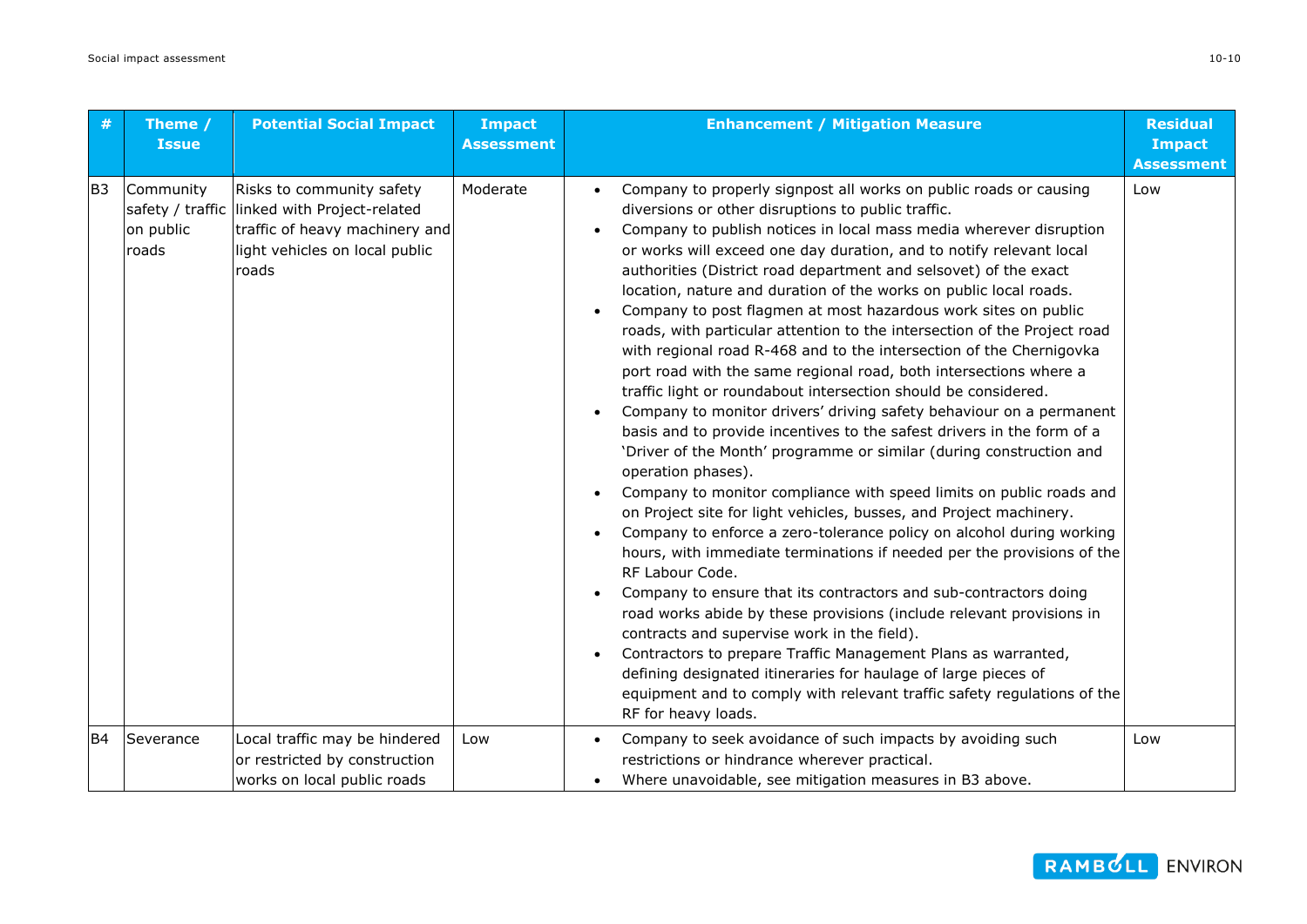| # | Theme / Issue | Potential Social Impact | Impact Assessment | Enhancement / Mitigation Measure | Residual Impact Assessment |
|---|---|---|---|---|---|
| B3 | Community safety / traffic on public roads | Risks to community safety linked with Project-related traffic of heavy machinery and light vehicles on local public roads | Moderate | • Company to properly signpost all works on public roads or causing diversions or other disruptions to public traffic.<br>• Company to publish notices in local mass media wherever disruption or works will exceed one day duration, and to notify relevant local authorities (District road department and selsovet) of the exact location, nature and duration of the works on public local roads.<br>• Company to post flagmen at most hazardous work sites on public roads, with particular attention to the intersection of the Project road with regional road R-468 and to the intersection of the Chernigovka port road with the same regional road, both intersections where a traffic light or roundabout intersection should be considered.<br>• Company to monitor drivers' driving safety behaviour on a permanent basis and to provide incentives to the safest drivers in the form of a 'Driver of the Month' programme or similar (during construction and operation phases).<br>• Company to monitor compliance with speed limits on public roads and on Project site for light vehicles, busses, and Project machinery.<br>• Company to enforce a zero-tolerance policy on alcohol during working hours, with immediate terminations if needed per the provisions of the RF Labour Code.<br>• Company to ensure that its contractors and sub-contractors doing road works abide by these provisions (include relevant provisions in contracts and supervise work in the field).<br>• Contractors to prepare Traffic Management Plans as warranted, defining designated itineraries for haulage of large pieces of equipment and to comply with relevant traffic safety regulations of the RF for heavy loads. | Low |
| B4 | Severance | Local traffic may be hindered or restricted by construction works on local public roads | Low | • Company to seek avoidance of such impacts by avoiding such restrictions or hindrance wherever practical.<br>• Where unavoidable, see mitigation measures in B3 above. | Low |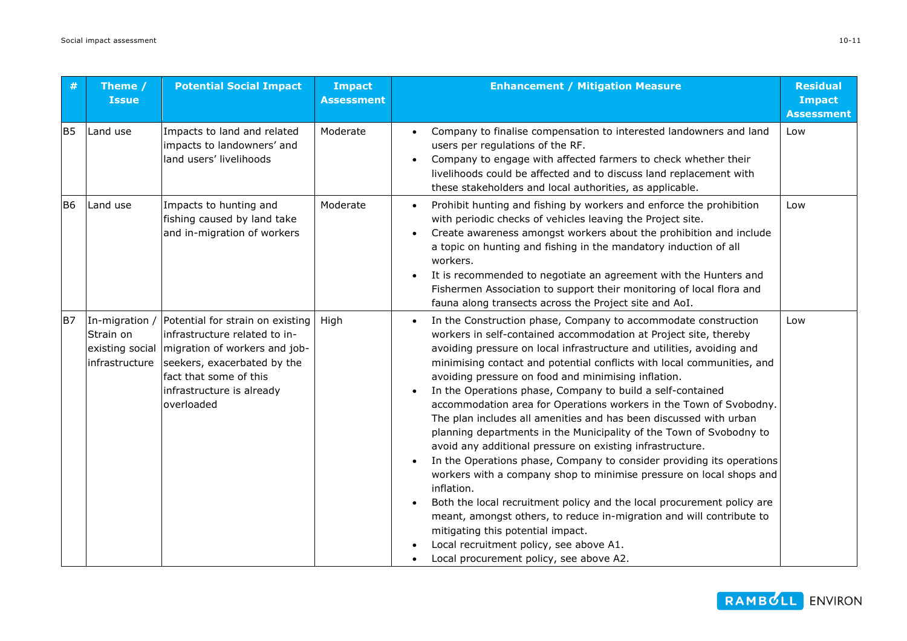| # | Theme / Issue | Potential Social Impact | Impact Assessment | Enhancement / Mitigation Measure | Residual Impact Assessment |
|---|---|---|---|---|---|
| B5 | Land use | Impacts to land and related impacts to landowners' and land users' livelihoods | Moderate | • Company to finalise compensation to interested landowners and land users per regulations of the RF.<br>• Company to engage with affected farmers to check whether their livelihoods could be affected and to discuss land replacement with these stakeholders and local authorities, as applicable. | Low |
| B6 | Land use | Impacts to hunting and fishing caused by land take and in-migration of workers | Moderate | • Prohibit hunting and fishing by workers and enforce the prohibition with periodic checks of vehicles leaving the Project site.<br>• Create awareness amongst workers about the prohibition and include a topic on hunting and fishing in the mandatory induction of all workers.<br>• It is recommended to negotiate an agreement with the Hunters and Fishermen Association to support their monitoring of local flora and fauna along transects across the Project site and AoI. | Low |
| B7 | In-migration / Strain on existing social infrastructure | Potential for strain on existing infrastructure related to in-migration of workers and job-seekers, exacerbated by the fact that some of this infrastructure is already overloaded | High | • In the Construction phase, Company to accommodate construction workers in self-contained accommodation at Project site, thereby avoiding pressure on local infrastructure and utilities, avoiding and minimising contact and potential conflicts with local communities, and avoiding pressure on food and minimising inflation.<br>• In the Operations phase, Company to build a self-contained accommodation area for Operations workers in the Town of Svobodny. The plan includes all amenities and has been discussed with urban planning departments in the Municipality of the Town of Svobodny to avoid any additional pressure on existing infrastructure.<br>• In the Operations phase, Company to consider providing its operations workers with a company shop to minimise pressure on local shops and inflation.<br>• Both the local recruitment policy and the local procurement policy are meant, amongst others, to reduce in-migration and will contribute to mitigating this potential impact.<br>• Local recruitment policy, see above A1.<br>• Local procurement policy, see above A2. | Low |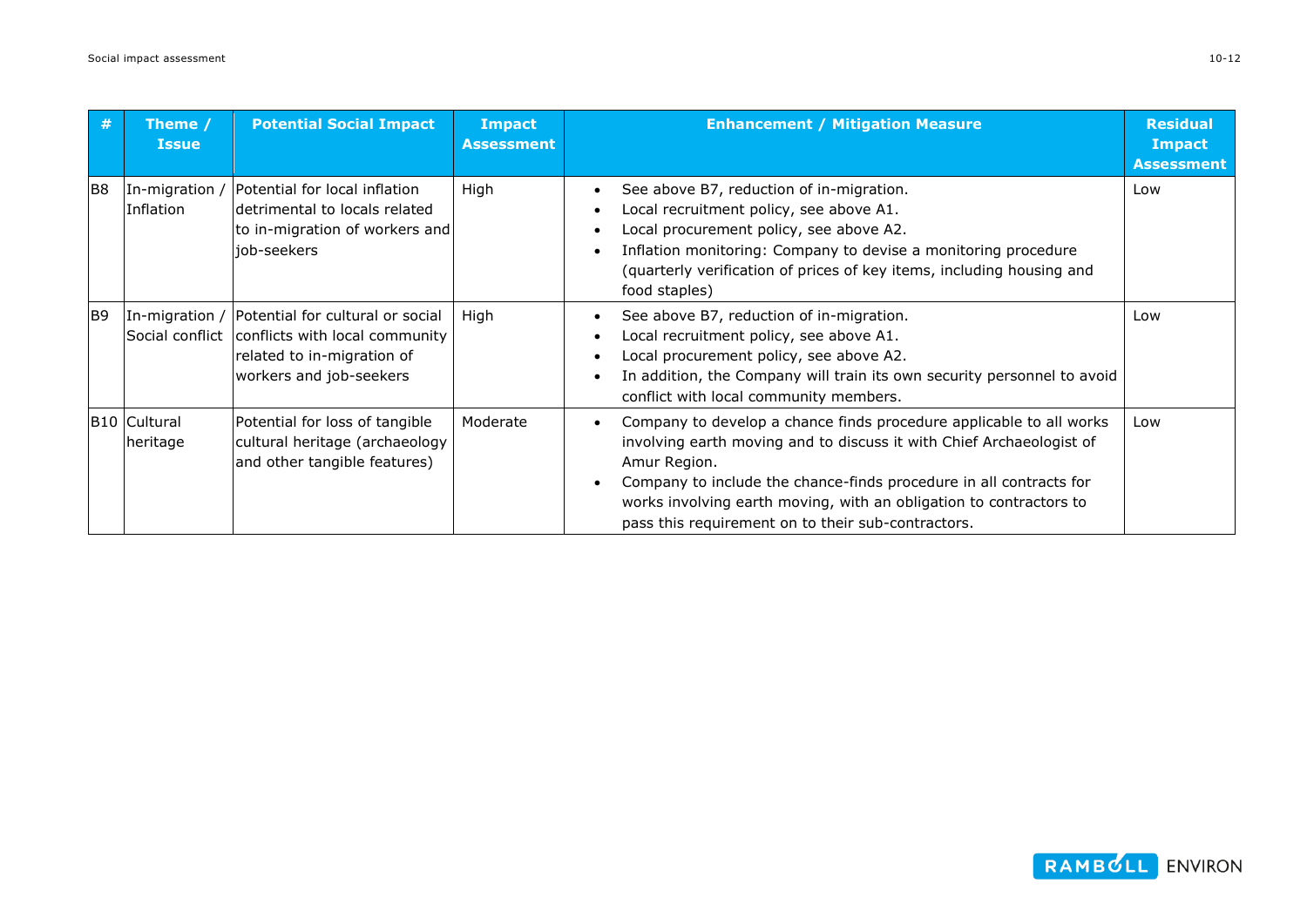| # | Theme / Issue | Potential Social Impact | Impact Assessment | Enhancement / Mitigation Measure | Residual Impact Assessment |
|---|---|---|---|---|---|
| B8 | In-migration / Inflation | Potential for local inflation detrimental to locals related to in-migration of workers and job-seekers | High | • See above B7, reduction of in-migration.<br>• Local recruitment policy, see above A1.<br>• Local procurement policy, see above A2.<br>• Inflation monitoring: Company to devise a monitoring procedure (quarterly verification of prices of key items, including housing and food staples) | Low |
| B9 | In-migration / Social conflict | Potential for cultural or social conflicts with local community related to in-migration of workers and job-seekers | High | • See above B7, reduction of in-migration.<br>• Local recruitment policy, see above A1.<br>• Local procurement policy, see above A2.<br>• In addition, the Company will train its own security personnel to avoid conflict with local community members. | Low |
| B10 | Cultural heritage | Potential for loss of tangible cultural heritage (archaeology and other tangible features) | Moderate | • Company to develop a chance finds procedure applicable to all works involving earth moving and to discuss it with Chief Archaeologist of Amur Region.<br>• Company to include the chance-finds procedure in all contracts for works involving earth moving, with an obligation to contractors to pass this requirement on to their sub-contractors. | Low |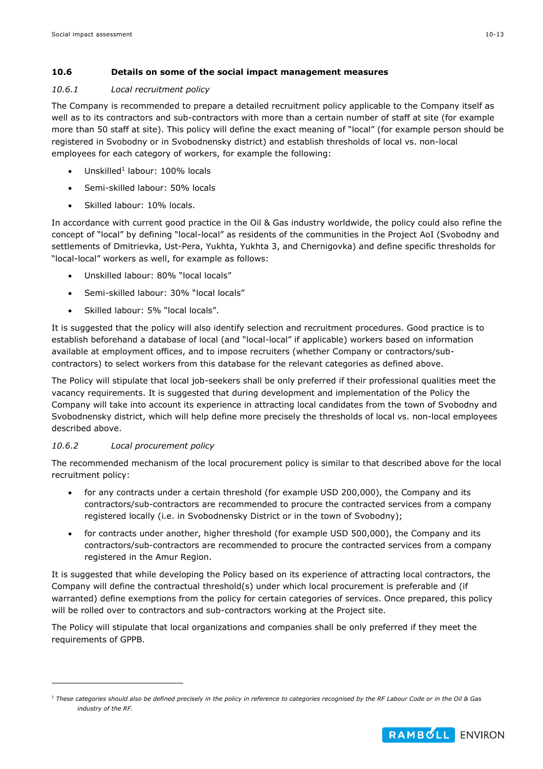## 10.6 Details on some of the social impact management measures

### *10.6.1 Local recruitment policy*

The Company is recommended to prepare a detailed recruitment policy applicable to the Company itself as well as to its contractors and sub-contractors with more than a certain number of staff at site (for example more than 50 staff at site). This policy will define the exact meaning of "local" (for example person should be registered in Svobodny or in Svobodnensky district) and establish thresholds of local vs. non-local employees for each category of workers, for example the following:

- Unskilled[1] labour: 100% locals
- Semi-skilled labour: 50% locals
- Skilled labour: 10% locals.

In accordance with current good practice in the Oil & Gas industry worldwide, the policy could also refine the concept of "local" by defining "local-local" as residents of the communities in the Project AoI (Svobodny and settlements of Dmitrievka, Ust-Pera, Yukhta, Yukhta 3, and Chernigovka) and define specific thresholds for "local-local" workers as well, for example as follows:

- Unskilled labour: 80% "local locals"
- Semi-skilled labour: 30% "local locals"
- Skilled labour: 5% "local locals".

It is suggested that the policy will also identify selection and recruitment procedures. Good practice is to establish beforehand a database of local (and "local-local" if applicable) workers based on information available at employment offices, and to impose recruiters (whether Company or contractors/sub-contractors) to select workers from this database for the relevant categories as defined above.

The Policy will stipulate that local job-seekers shall be only preferred if their professional qualities meet the vacancy requirements. It is suggested that during development and implementation of the Policy the Company will take into account its experience in attracting local candidates from the town of Svobodny and Svobodnensky district, which will help define more precisely the thresholds of local vs. non-local employees described above.

### *10.6.2 Local procurement policy*

The recommended mechanism of the local procurement policy is similar to that described above for the local recruitment policy:

- for any contracts under a certain threshold (for example USD 200,000), the Company and its contractors/sub-contractors are recommended to procure the contracted services from a company registered locally (i.e. in Svobodnensky District or in the town of Svobodny);
- for contracts under another, higher threshold (for example USD 500,000), the Company and its contractors/sub-contractors are recommended to procure the contracted services from a company registered in the Amur Region.

It is suggested that while developing the Policy based on its experience of attracting local contractors, the Company will define the contractual threshold(s) under which local procurement is preferable and (if warranted) define exemptions from the policy for certain categories of services. Once prepared, this policy will be rolled over to contractors and sub-contractors working at the Project site.

The Policy will stipulate that local organizations and companies shall be only preferred if they meet the requirements of GPPB.

---

[1] *These categories should also be defined precisely in the policy in reference to categories recognised by the RF Labour Code or in the Oil & Gas industry of the RF.*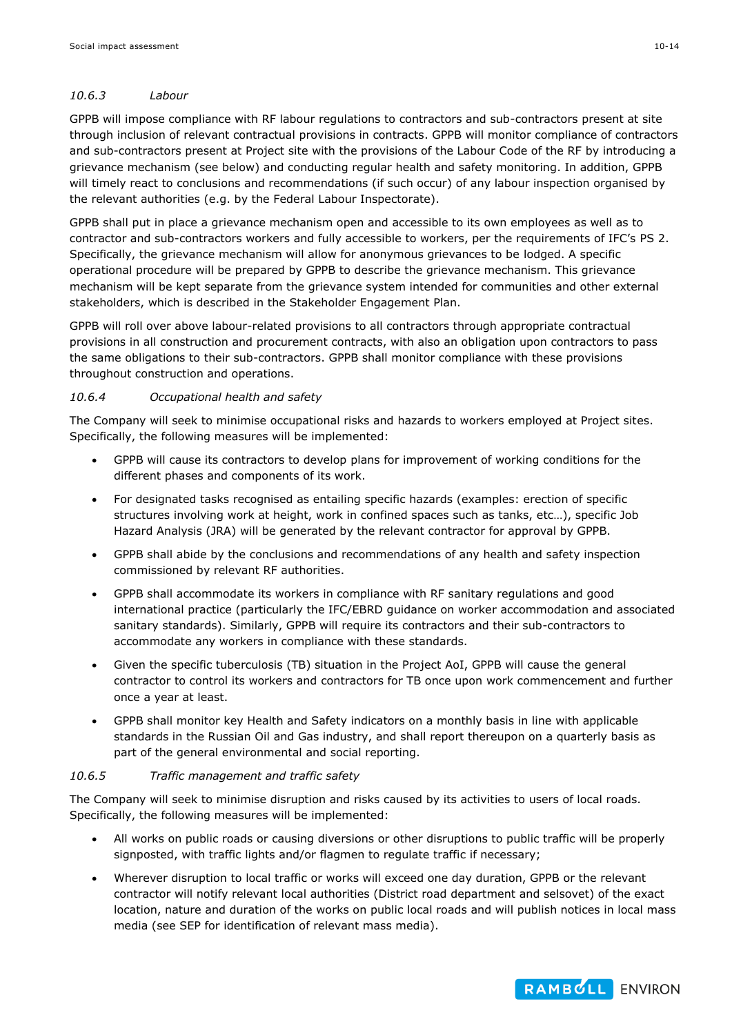### *10.6.3 Labour*

GPPB will impose compliance with RF labour regulations to contractors and sub-contractors present at site through inclusion of relevant contractual provisions in contracts. GPPB will monitor compliance of contractors and sub-contractors present at Project site with the provisions of the Labour Code of the RF by introducing a grievance mechanism (see below) and conducting regular health and safety monitoring. In addition, GPPB will timely react to conclusions and recommendations (if such occur) of any labour inspection organised by the relevant authorities (e.g. by the Federal Labour Inspectorate).

GPPB shall put in place a grievance mechanism open and accessible to its own employees as well as to contractor and sub-contractors workers and fully accessible to workers, per the requirements of IFC's PS 2. Specifically, the grievance mechanism will allow for anonymous grievances to be lodged. A specific operational procedure will be prepared by GPPB to describe the grievance mechanism. This grievance mechanism will be kept separate from the grievance system intended for communities and other external stakeholders, which is described in the Stakeholder Engagement Plan.

GPPB will roll over above labour-related provisions to all contractors through appropriate contractual provisions in all construction and procurement contracts, with also an obligation upon contractors to pass the same obligations to their sub-contractors. GPPB shall monitor compliance with these provisions throughout construction and operations.

### *10.6.4 Occupational health and safety*

The Company will seek to minimise occupational risks and hazards to workers employed at Project sites. Specifically, the following measures will be implemented:

- GPPB will cause its contractors to develop plans for improvement of working conditions for the different phases and components of its work.
- For designated tasks recognised as entailing specific hazards (examples: erection of specific structures involving work at height, work in confined spaces such as tanks, etc…), specific Job Hazard Analysis (JRA) will be generated by the relevant contractor for approval by GPPB.
- GPPB shall abide by the conclusions and recommendations of any health and safety inspection commissioned by relevant RF authorities.
- GPPB shall accommodate its workers in compliance with RF sanitary regulations and good international practice (particularly the IFC/EBRD guidance on worker accommodation and associated sanitary standards). Similarly, GPPB will require its contractors and their sub-contractors to accommodate any workers in compliance with these standards.
- Given the specific tuberculosis (TB) situation in the Project AoI, GPPB will cause the general contractor to control its workers and contractors for TB once upon work commencement and further once a year at least.
- GPPB shall monitor key Health and Safety indicators on a monthly basis in line with applicable standards in the Russian Oil and Gas industry, and shall report thereupon on a quarterly basis as part of the general environmental and social reporting.

### *10.6.5 Traffic management and traffic safety*

The Company will seek to minimise disruption and risks caused by its activities to users of local roads. Specifically, the following measures will be implemented:

- All works on public roads or causing diversions or other disruptions to public traffic will be properly signposted, with traffic lights and/or flagmen to regulate traffic if necessary;
- Wherever disruption to local traffic or works will exceed one day duration, GPPB or the relevant contractor will notify relevant local authorities (District road department and selsovet) of the exact location, nature and duration of the works on public local roads and will publish notices in local mass media (see SEP for identification of relevant mass media).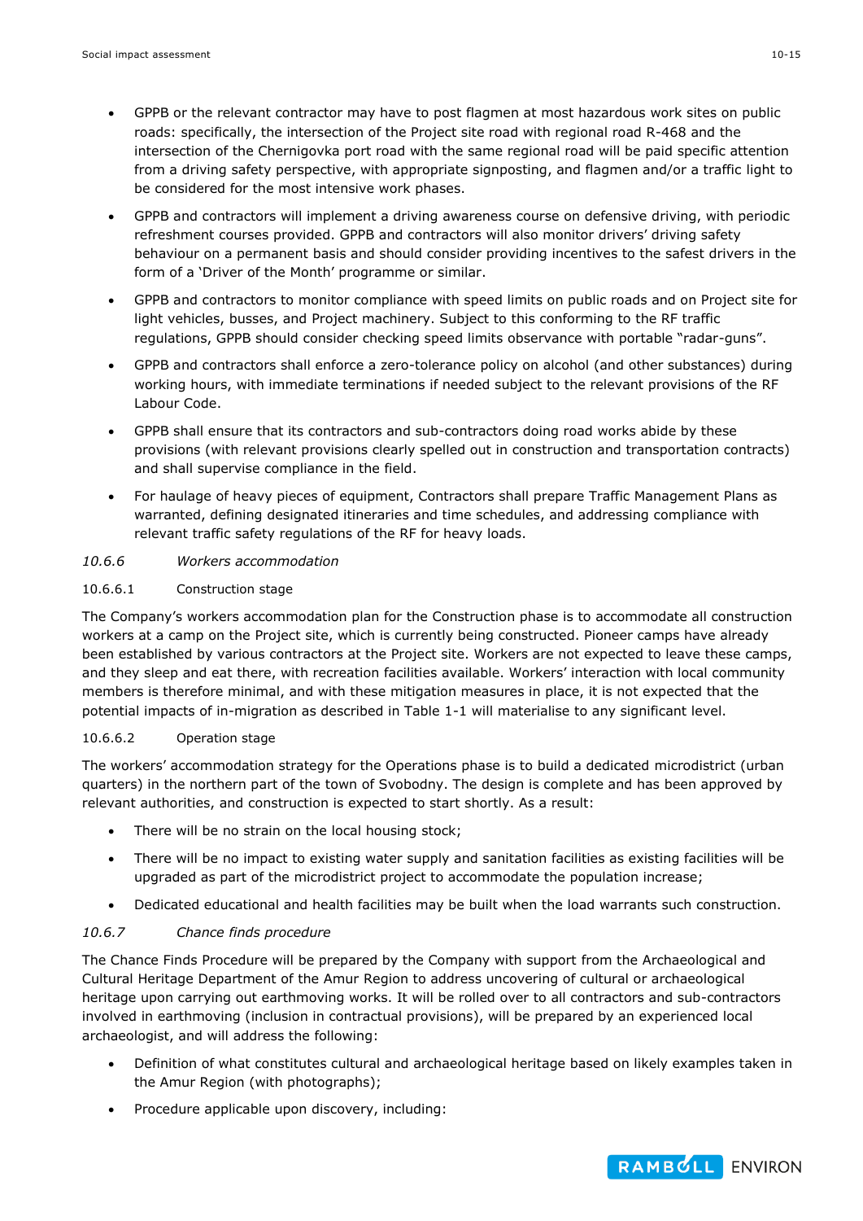- GPPB or the relevant contractor may have to post flagmen at most hazardous work sites on public roads: specifically, the intersection of the Project site road with regional road R-468 and the intersection of the Chernigovka port road with the same regional road will be paid specific attention from a driving safety perspective, with appropriate signposting, and flagmen and/or a traffic light to be considered for the most intensive work phases.
- GPPB and contractors will implement a driving awareness course on defensive driving, with periodic refreshment courses provided. GPPB and contractors will also monitor drivers' driving safety behaviour on a permanent basis and should consider providing incentives to the safest drivers in the form of a 'Driver of the Month' programme or similar.
- GPPB and contractors to monitor compliance with speed limits on public roads and on Project site for light vehicles, busses, and Project machinery. Subject to this conforming to the RF traffic regulations, GPPB should consider checking speed limits observance with portable "radar-guns".
- GPPB and contractors shall enforce a zero-tolerance policy on alcohol (and other substances) during working hours, with immediate terminations if needed subject to the relevant provisions of the RF Labour Code.
- GPPB shall ensure that its contractors and sub-contractors doing road works abide by these provisions (with relevant provisions clearly spelled out in construction and transportation contracts) and shall supervise compliance in the field.
- For haulage of heavy pieces of equipment, Contractors shall prepare Traffic Management Plans as warranted, defining designated itineraries and time schedules, and addressing compliance with relevant traffic safety regulations of the RF for heavy loads.

### *10.6.6 Workers accommodation*

#### 10.6.6.1 Construction stage

The Company's workers accommodation plan for the Construction phase is to accommodate all construction workers at a camp on the Project site, which is currently being constructed. Pioneer camps have already been established by various contractors at the Project site. Workers are not expected to leave these camps, and they sleep and eat there, with recreation facilities available. Workers' interaction with local community members is therefore minimal, and with these mitigation measures in place, it is not expected that the potential impacts of in-migration as described in Table 1-1 will materialise to any significant level.

#### 10.6.6.2 Operation stage

The workers' accommodation strategy for the Operations phase is to build a dedicated microdistrict (urban quarters) in the northern part of the town of Svobodny. The design is complete and has been approved by relevant authorities, and construction is expected to start shortly. As a result:

- There will be no strain on the local housing stock;
- There will be no impact to existing water supply and sanitation facilities as existing facilities will be upgraded as part of the microdistrict project to accommodate the population increase;
- Dedicated educational and health facilities may be built when the load warrants such construction.

### *10.6.7 Chance finds procedure*

The Chance Finds Procedure will be prepared by the Company with support from the Archaeological and Cultural Heritage Department of the Amur Region to address uncovering of cultural or archaeological heritage upon carrying out earthmoving works. It will be rolled over to all contractors and sub-contractors involved in earthmoving (inclusion in contractual provisions), will be prepared by an experienced local archaeologist, and will address the following:

- Definition of what constitutes cultural and archaeological heritage based on likely examples taken in the Amur Region (with photographs);
- Procedure applicable upon discovery, including: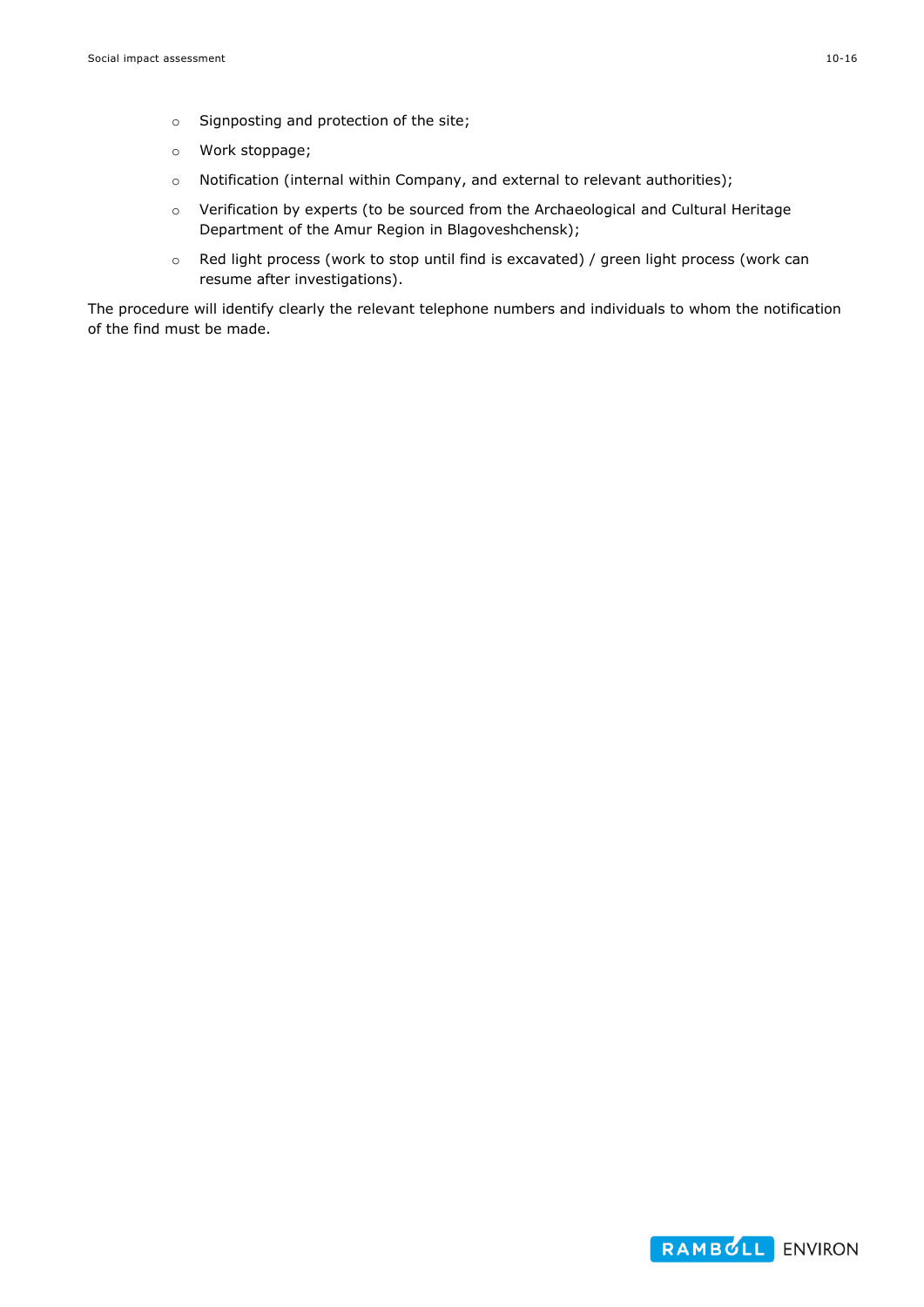- Signposting and protection of the site;
  - Work stoppage;
  - Notification (internal within Company, and external to relevant authorities);
  - Verification by experts (to be sourced from the Archaeological and Cultural Heritage Department of the Amur Region in Blagoveshchensk);
  - Red light process (work to stop until find is excavated) / green light process (work can resume after investigations).

The procedure will identify clearly the relevant telephone numbers and individuals to whom the notification of the find must be made.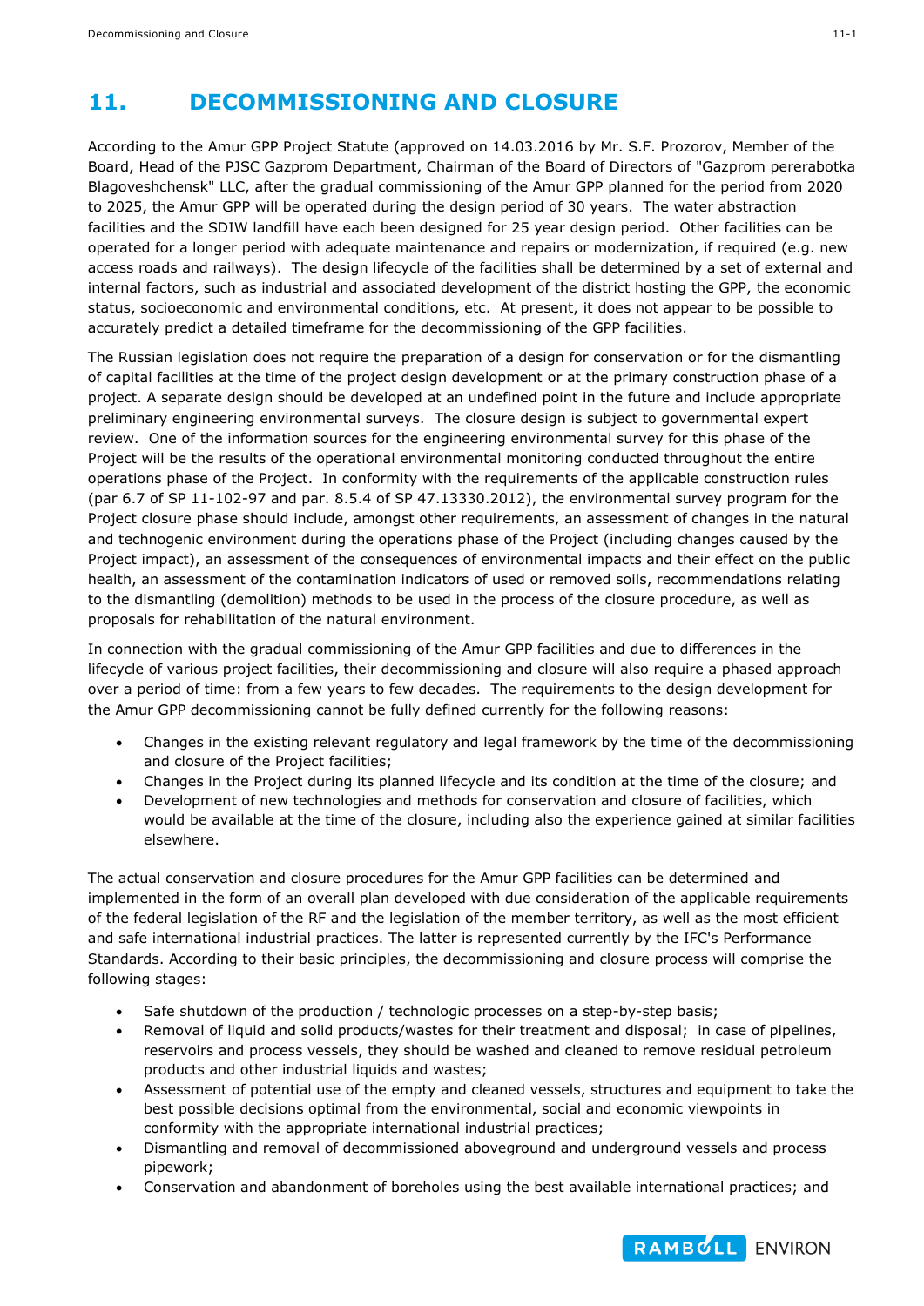# 11. DECOMMISSIONING AND CLOSURE

According to the Amur GPP Project Statute (approved on 14.03.2016 by Mr. S.F. Prozorov, Member of the Board, Head of the PJSC Gazprom Department, Chairman of the Board of Directors of "Gazprom pererabotka Blagoveshchensk" LLC, after the gradual commissioning of the Amur GPP planned for the period from 2020 to 2025, the Amur GPP will be operated during the design period of 30 years. The water abstraction facilities and the SDIW landfill have each been designed for 25 year design period. Other facilities can be operated for a longer period with adequate maintenance and repairs or modernization, if required (e.g. new access roads and railways). The design lifecycle of the facilities shall be determined by a set of external and internal factors, such as industrial and associated development of the district hosting the GPP, the economic status, socioeconomic and environmental conditions, etc. At present, it does not appear to be possible to accurately predict a detailed timeframe for the decommissioning of the GPP facilities.

The Russian legislation does not require the preparation of a design for conservation or for the dismantling of capital facilities at the time of the project design development or at the primary construction phase of a project. A separate design should be developed at an undefined point in the future and include appropriate preliminary engineering environmental surveys. The closure design is subject to governmental expert review. One of the information sources for the engineering environmental survey for this phase of the Project will be the results of the operational environmental monitoring conducted throughout the entire operations phase of the Project. In conformity with the requirements of the applicable construction rules (par 6.7 of SP 11-102-97 and par. 8.5.4 of SP 47.13330.2012), the environmental survey program for the Project closure phase should include, amongst other requirements, an assessment of changes in the natural and technogenic environment during the operations phase of the Project (including changes caused by the Project impact), an assessment of the consequences of environmental impacts and their effect on the public health, an assessment of the contamination indicators of used or removed soils, recommendations relating to the dismantling (demolition) methods to be used in the process of the closure procedure, as well as proposals for rehabilitation of the natural environment.

In connection with the gradual commissioning of the Amur GPP facilities and due to differences in the lifecycle of various project facilities, their decommissioning and closure will also require a phased approach over a period of time: from a few years to few decades. The requirements to the design development for the Amur GPP decommissioning cannot be fully defined currently for the following reasons:

- Changes in the existing relevant regulatory and legal framework by the time of the decommissioning and closure of the Project facilities;
- Changes in the Project during its planned lifecycle and its condition at the time of the closure; and
- Development of new technologies and methods for conservation and closure of facilities, which would be available at the time of the closure, including also the experience gained at similar facilities elsewhere.

The actual conservation and closure procedures for the Amur GPP facilities can be determined and implemented in the form of an overall plan developed with due consideration of the applicable requirements of the federal legislation of the RF and the legislation of the member territory, as well as the most efficient and safe international industrial practices. The latter is represented currently by the IFC's Performance Standards. According to their basic principles, the decommissioning and closure process will comprise the following stages:

- Safe shutdown of the production / technologic processes on a step-by-step basis;
- Removal of liquid and solid products/wastes for their treatment and disposal; in case of pipelines, reservoirs and process vessels, they should be washed and cleaned to remove residual petroleum products and other industrial liquids and wastes;
- Assessment of potential use of the empty and cleaned vessels, structures and equipment to take the best possible decisions optimal from the environmental, social and economic viewpoints in conformity with the appropriate international industrial practices;
- Dismantling and removal of decommissioned aboveground and underground vessels and process pipework;
- Conservation and abandonment of boreholes using the best available international practices; and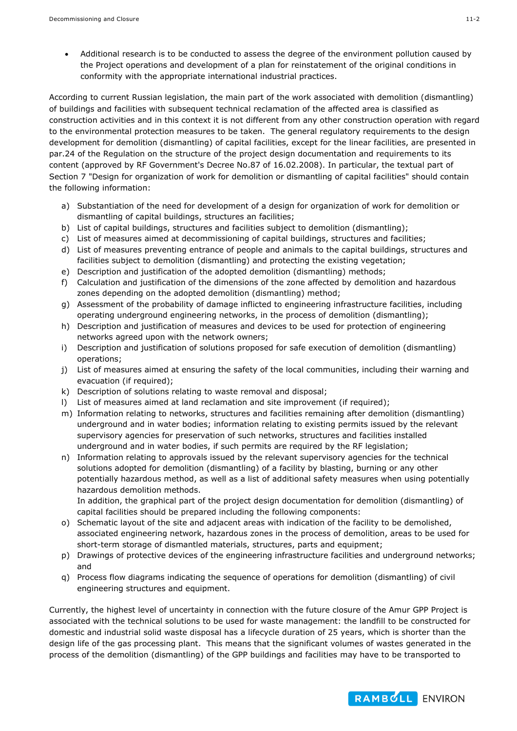- Additional research is to be conducted to assess the degree of the environment pollution caused by the Project operations and development of a plan for reinstatement of the original conditions in conformity with the appropriate international industrial practices.

According to current Russian legislation, the main part of the work associated with demolition (dismantling) of buildings and facilities with subsequent technical reclamation of the affected area is classified as construction activities and in this context it is not different from any other construction operation with regard to the environmental protection measures to be taken. The general regulatory requirements to the design development for demolition (dismantling) of capital facilities, except for the linear facilities, are presented in par.24 of the Regulation on the structure of the project design documentation and requirements to its content (approved by RF Government's Decree No.87 of 16.02.2008). In particular, the textual part of Section 7 "Design for organization of work for demolition or dismantling of capital facilities" should contain the following information:

a) Substantiation of the need for development of a design for organization of work for demolition or dismantling of capital buildings, structures an facilities;
b) List of capital buildings, structures and facilities subject to demolition (dismantling);
c) List of measures aimed at decommissioning of capital buildings, structures and facilities;
d) List of measures preventing entrance of people and animals to the capital buildings, structures and facilities subject to demolition (dismantling) and protecting the existing vegetation;
e) Description and justification of the adopted demolition (dismantling) methods;
f) Calculation and justification of the dimensions of the zone affected by demolition and hazardous zones depending on the adopted demolition (dismantling) method;
g) Assessment of the probability of damage inflicted to engineering infrastructure facilities, including operating underground engineering networks, in the process of demolition (dismantling);
h) Description and justification of measures and devices to be used for protection of engineering networks agreed upon with the network owners;
i) Description and justification of solutions proposed for safe execution of demolition (dismantling) operations;
j) List of measures aimed at ensuring the safety of the local communities, including their warning and evacuation (if required);
k) Description of solutions relating to waste removal and disposal;
l) List of measures aimed at land reclamation and site improvement (if required);
m) Information relating to networks, structures and facilities remaining after demolition (dismantling) underground and in water bodies; information relating to existing permits issued by the relevant supervisory agencies for preservation of such networks, structures and facilities installed underground and in water bodies, if such permits are required by the RF legislation;
n) Information relating to approvals issued by the relevant supervisory agencies for the technical solutions adopted for demolition (dismantling) of a facility by blasting, burning or any other potentially hazardous method, as well as a list of additional safety measures when using potentially hazardous demolition methods.

   In addition, the graphical part of the project design documentation for demolition (dismantling) of capital facilities should be prepared including the following components:
o) Schematic layout of the site and adjacent areas with indication of the facility to be demolished, associated engineering network, hazardous zones in the process of demolition, areas to be used for short-term storage of dismantled materials, structures, parts and equipment;
p) Drawings of protective devices of the engineering infrastructure facilities and underground networks; and
q) Process flow diagrams indicating the sequence of operations for demolition (dismantling) of civil engineering structures and equipment.

Currently, the highest level of uncertainty in connection with the future closure of the Amur GPP Project is associated with the technical solutions to be used for waste management: the landfill to be constructed for domestic and industrial solid waste disposal has a lifecycle duration of 25 years, which is shorter than the design life of the gas processing plant. This means that the significant volumes of wastes generated in the process of the demolition (dismantling) of the GPP buildings and facilities may have to be transported to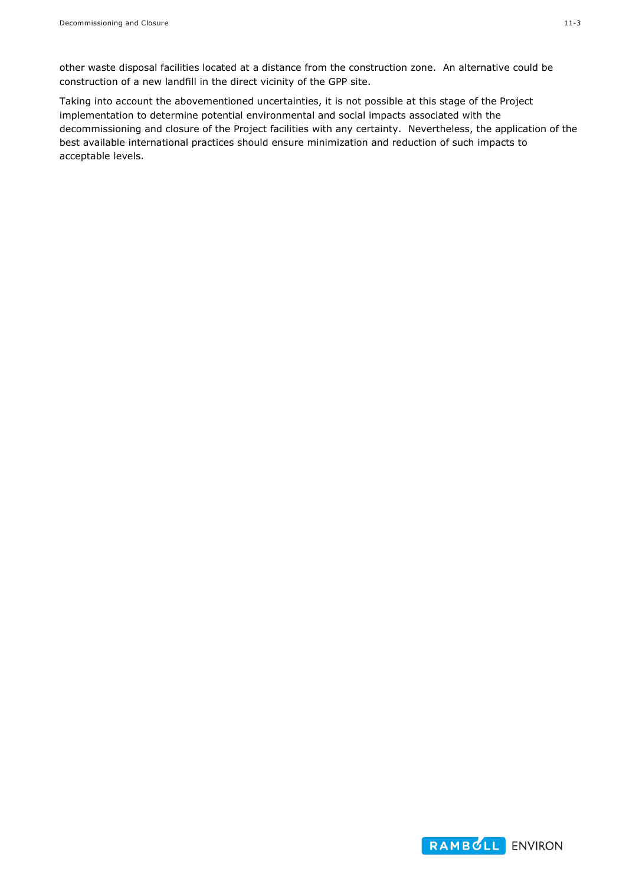other waste disposal facilities located at a distance from the construction zone. An alternative could be construction of a new landfill in the direct vicinity of the GPP site.

Taking into account the abovementioned uncertainties, it is not possible at this stage of the Project implementation to determine potential environmental and social impacts associated with the decommissioning and closure of the Project facilities with any certainty. Nevertheless, the application of the best available international practices should ensure minimization and reduction of such impacts to acceptable levels.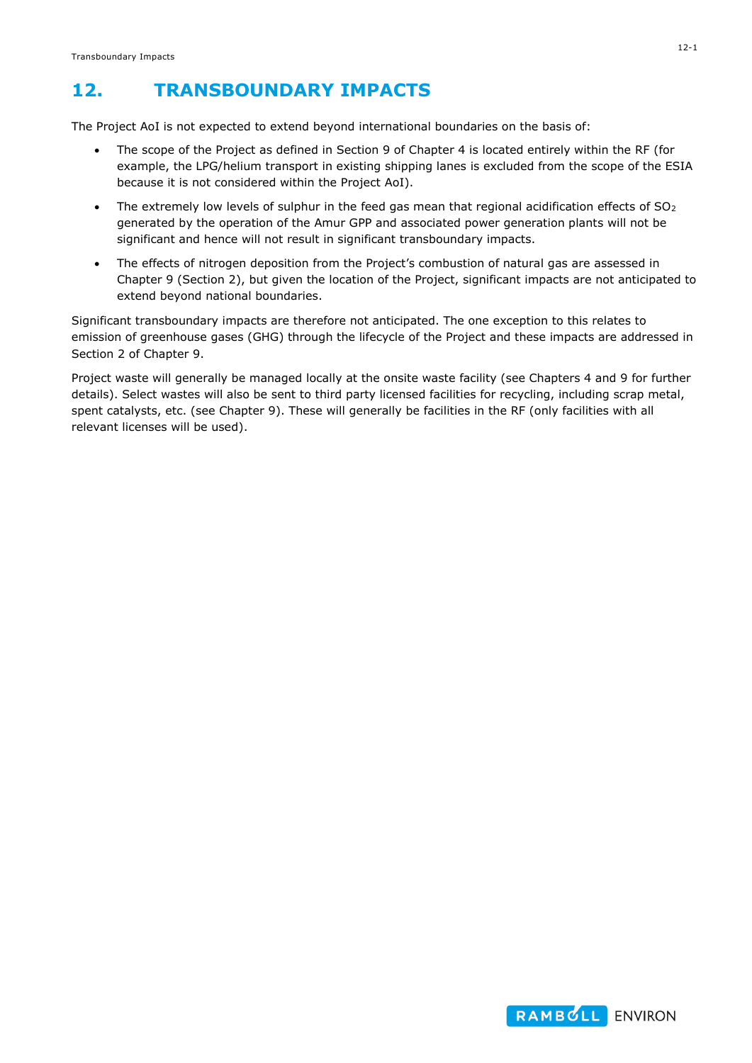# 12. TRANSBOUNDARY IMPACTS

The Project AoI is not expected to extend beyond international boundaries on the basis of:

- The scope of the Project as defined in Section 9 of Chapter 4 is located entirely within the RF (for example, the LPG/helium transport in existing shipping lanes is excluded from the scope of the ESIA because it is not considered within the Project AoI).
- The extremely low levels of sulphur in the feed gas mean that regional acidification effects of $SO_2$ generated by the operation of the Amur GPP and associated power generation plants will not be significant and hence will not result in significant transboundary impacts.
- The effects of nitrogen deposition from the Project's combustion of natural gas are assessed in Chapter 9 (Section 2), but given the location of the Project, significant impacts are not anticipated to extend beyond national boundaries.

Significant transboundary impacts are therefore not anticipated. The one exception to this relates to emission of greenhouse gases (GHG) through the lifecycle of the Project and these impacts are addressed in Section 2 of Chapter 9.

Project waste will generally be managed locally at the onsite waste facility (see Chapters 4 and 9 for further details). Select wastes will also be sent to third party licensed facilities for recycling, including scrap metal, spent catalysts, etc. (see Chapter 9). These will generally be facilities in the RF (only facilities with all relevant licenses will be used).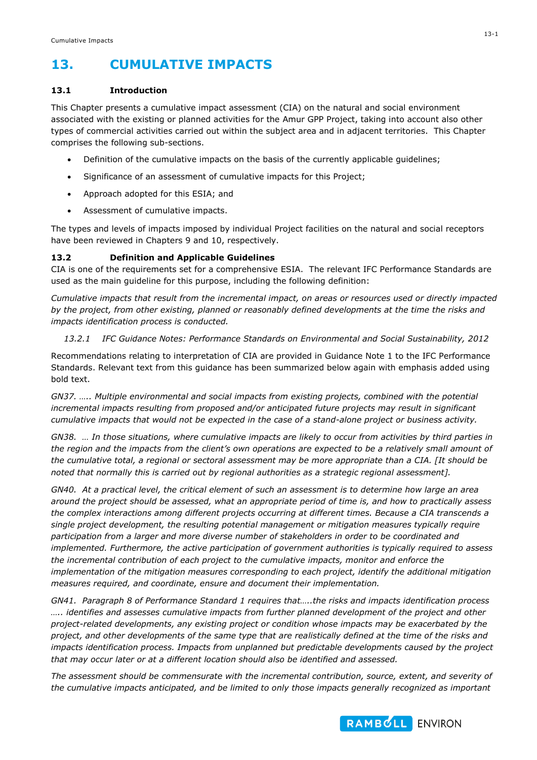# 13. CUMULATIVE IMPACTS

## 13.1 Introduction

This Chapter presents a cumulative impact assessment (CIA) on the natural and social environment associated with the existing or planned activities for the Amur GPP Project, taking into account also other types of commercial activities carried out within the subject area and in adjacent territories. This Chapter comprises the following sub-sections.

- Definition of the cumulative impacts on the basis of the currently applicable guidelines;
- Significance of an assessment of cumulative impacts for this Project;
- Approach adopted for this ESIA; and
- Assessment of cumulative impacts.

The types and levels of impacts imposed by individual Project facilities on the natural and social receptors have been reviewed in Chapters 9 and 10, respectively.

## 13.2 Definition and Applicable Guidelines

CIA is one of the requirements set for a comprehensive ESIA. The relevant IFC Performance Standards are used as the main guideline for this purpose, including the following definition:

*Cumulative impacts that result from the incremental impact, on areas or resources used or directly impacted by the project, from other existing, planned or reasonably defined developments at the time the risks and impacts identification process is conducted.*

### *13.2.1 IFC Guidance Notes: Performance Standards on Environmental and Social Sustainability, 2012*

Recommendations relating to interpretation of CIA are provided in Guidance Note 1 to the IFC Performance Standards. Relevant text from this guidance has been summarized below again with emphasis added using bold text.

*GN37. ….. Multiple environmental and social impacts from existing projects, combined with the potential incremental impacts resulting from proposed and/or anticipated future projects may result in significant cumulative impacts that would not be expected in the case of a stand-alone project or business activity.*

*GN38. … In those situations, where cumulative impacts are likely to occur from activities by third parties in the region and the impacts from the client's own operations are expected to be a relatively small amount of the cumulative total, a regional or sectoral assessment may be more appropriate than a CIA. [It should be noted that normally this is carried out by regional authorities as a strategic regional assessment].*

*GN40. At a practical level, the critical element of such an assessment is to determine how large an area around the project should be assessed, what an appropriate period of time is, and how to practically assess the complex interactions among different projects occurring at different times. Because a CIA transcends a single project development, the resulting potential management or mitigation measures typically require participation from a larger and more diverse number of stakeholders in order to be coordinated and implemented. Furthermore, the active participation of government authorities is typically required to assess the incremental contribution of each project to the cumulative impacts, monitor and enforce the implementation of the mitigation measures corresponding to each project, identify the additional mitigation measures required, and coordinate, ensure and document their implementation.*

*GN41. Paragraph 8 of Performance Standard 1 requires that…..the risks and impacts identification process ….. identifies and assesses cumulative impacts from further planned development of the project and other project-related developments, any existing project or condition whose impacts may be exacerbated by the project, and other developments of the same type that are realistically defined at the time of the risks and impacts identification process. Impacts from unplanned but predictable developments caused by the project that may occur later or at a different location should also be identified and assessed.*

*The assessment should be commensurate with the incremental contribution, source, extent, and severity of the cumulative impacts anticipated, and be limited to only those impacts generally recognized as important*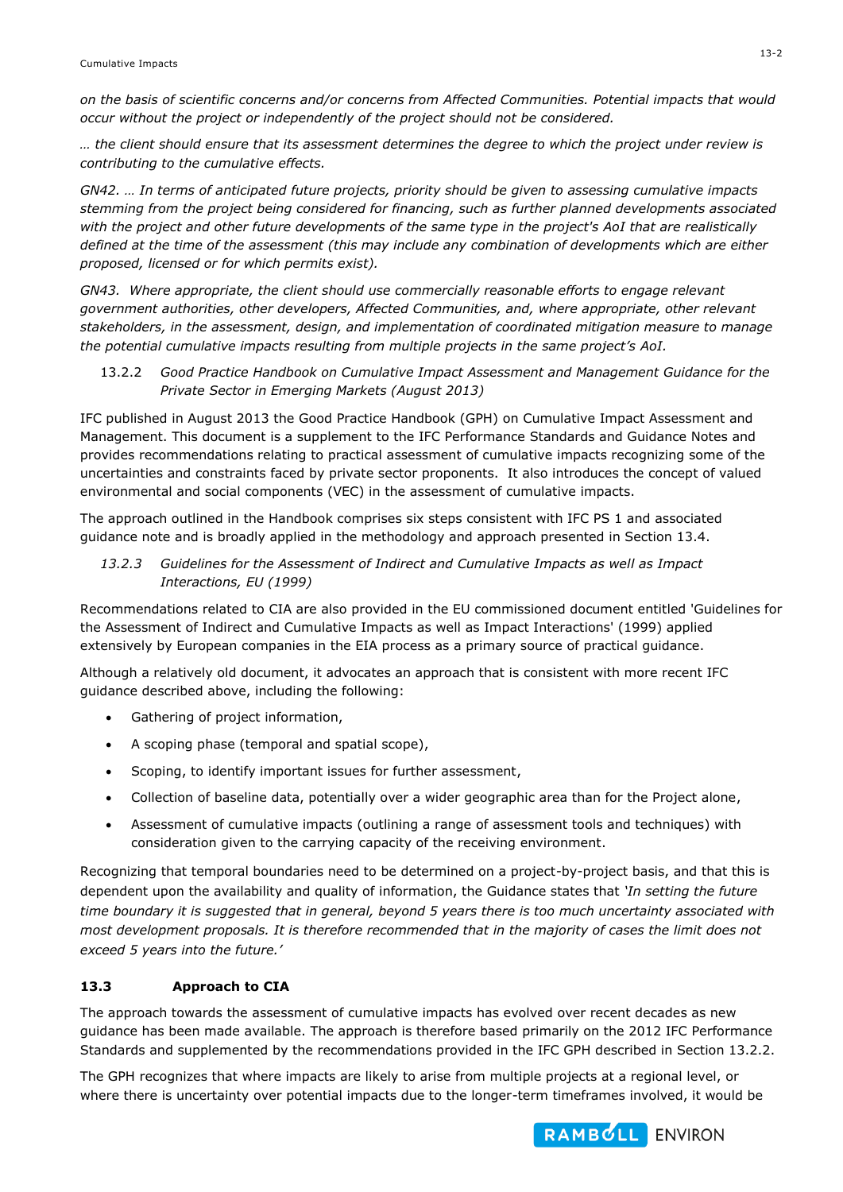*on the basis of scientific concerns and/or concerns from Affected Communities. Potential impacts that would occur without the project or independently of the project should not be considered.*

*… the client should ensure that its assessment determines the degree to which the project under review is contributing to the cumulative effects.*

*GN42. … In terms of anticipated future projects, priority should be given to assessing cumulative impacts stemming from the project being considered for financing, such as further planned developments associated with the project and other future developments of the same type in the project's AoI that are realistically defined at the time of the assessment (this may include any combination of developments which are either proposed, licensed or for which permits exist).*

*GN43. Where appropriate, the client should use commercially reasonable efforts to engage relevant government authorities, other developers, Affected Communities, and, where appropriate, other relevant stakeholders, in the assessment, design, and implementation of coordinated mitigation measure to manage the potential cumulative impacts resulting from multiple projects in the same project's AoI.*

### 13.2.2 *Good Practice Handbook on Cumulative Impact Assessment and Management Guidance for the Private Sector in Emerging Markets (August 2013)*

IFC published in August 2013 the Good Practice Handbook (GPH) on Cumulative Impact Assessment and Management. This document is a supplement to the IFC Performance Standards and Guidance Notes and provides recommendations relating to practical assessment of cumulative impacts recognizing some of the uncertainties and constraints faced by private sector proponents. It also introduces the concept of valued environmental and social components (VEC) in the assessment of cumulative impacts.

The approach outlined in the Handbook comprises six steps consistent with IFC PS 1 and associated guidance note and is broadly applied in the methodology and approach presented in Section 13.4.

### *13.2.3 Guidelines for the Assessment of Indirect and Cumulative Impacts as well as Impact Interactions, EU (1999)*

Recommendations related to CIA are also provided in the EU commissioned document entitled 'Guidelines for the Assessment of Indirect and Cumulative Impacts as well as Impact Interactions' (1999) applied extensively by European companies in the EIA process as a primary source of practical guidance.

Although a relatively old document, it advocates an approach that is consistent with more recent IFC guidance described above, including the following:

- Gathering of project information,
- A scoping phase (temporal and spatial scope),
- Scoping, to identify important issues for further assessment,
- Collection of baseline data, potentially over a wider geographic area than for the Project alone,
- Assessment of cumulative impacts (outlining a range of assessment tools and techniques) with consideration given to the carrying capacity of the receiving environment.

Recognizing that temporal boundaries need to be determined on a project-by-project basis, and that this is dependent upon the availability and quality of information, the Guidance states that *'In setting the future time boundary it is suggested that in general, beyond 5 years there is too much uncertainty associated with most development proposals. It is therefore recommended that in the majority of cases the limit does not exceed 5 years into the future.'*

## 13.3 Approach to CIA

The approach towards the assessment of cumulative impacts has evolved over recent decades as new guidance has been made available. The approach is therefore based primarily on the 2012 IFC Performance Standards and supplemented by the recommendations provided in the IFC GPH described in Section 13.2.2.

The GPH recognizes that where impacts are likely to arise from multiple projects at a regional level, or where there is uncertainty over potential impacts due to the longer-term timeframes involved, it would be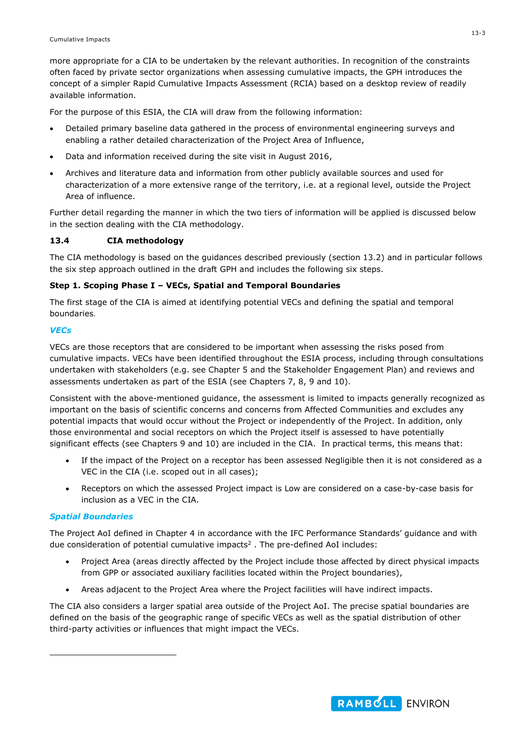more appropriate for a CIA to be undertaken by the relevant authorities. In recognition of the constraints often faced by private sector organizations when assessing cumulative impacts, the GPH introduces the concept of a simpler Rapid Cumulative Impacts Assessment (RCIA) based on a desktop review of readily available information.

For the purpose of this ESIA, the CIA will draw from the following information:

- Detailed primary baseline data gathered in the process of environmental engineering surveys and enabling a rather detailed characterization of the Project Area of Influence,
- Data and information received during the site visit in August 2016,
- Archives and literature data and information from other publicly available sources and used for characterization of a more extensive range of the territory, i.e. at a regional level, outside the Project Area of influence.

Further detail regarding the manner in which the two tiers of information will be applied is discussed below in the section dealing with the CIA methodology.

## 13.4 CIA methodology

The CIA methodology is based on the guidances described previously (section 13.2) and in particular follows the six step approach outlined in the draft GPH and includes the following six steps.

**Step 1. Scoping Phase I – VECs, Spatial and Temporal Boundaries**

The first stage of the CIA is aimed at identifying potential VECs and defining the spatial and temporal boundaries.

***VECs***

VECs are those receptors that are considered to be important when assessing the risks posed from cumulative impacts. VECs have been identified throughout the ESIA process, including through consultations undertaken with stakeholders (e.g. see Chapter 5 and the Stakeholder Engagement Plan) and reviews and assessments undertaken as part of the ESIA (see Chapters 7, 8, 9 and 10).

Consistent with the above-mentioned guidance, the assessment is limited to impacts generally recognized as important on the basis of scientific concerns and concerns from Affected Communities and excludes any potential impacts that would occur without the Project or independently of the Project. In addition, only those environmental and social receptors on which the Project itself is assessed to have potentially significant effects (see Chapters 9 and 10) are included in the CIA. In practical terms, this means that:

- If the impact of the Project on a receptor has been assessed Negligible then it is not considered as a VEC in the CIA (i.e. scoped out in all cases);
- Receptors on which the assessed Project impact is Low are considered on a case-by-case basis for inclusion as a VEC in the CIA.

***Spatial Boundaries***

The Project AoI defined in Chapter 4 in accordance with the IFC Performance Standards' guidance and with due consideration of potential cumulative impacts[2] . The pre-defined AoI includes:

- Project Area (areas directly affected by the Project include those affected by direct physical impacts from GPP or associated auxiliary facilities located within the Project boundaries),
- Areas adjacent to the Project Area where the Project facilities will have indirect impacts.

The CIA also considers a larger spatial area outside of the Project AoI. The precise spatial boundaries are defined on the basis of the geographic range of specific VECs as well as the spatial distribution of other third-party activities or influences that might impact the VECs.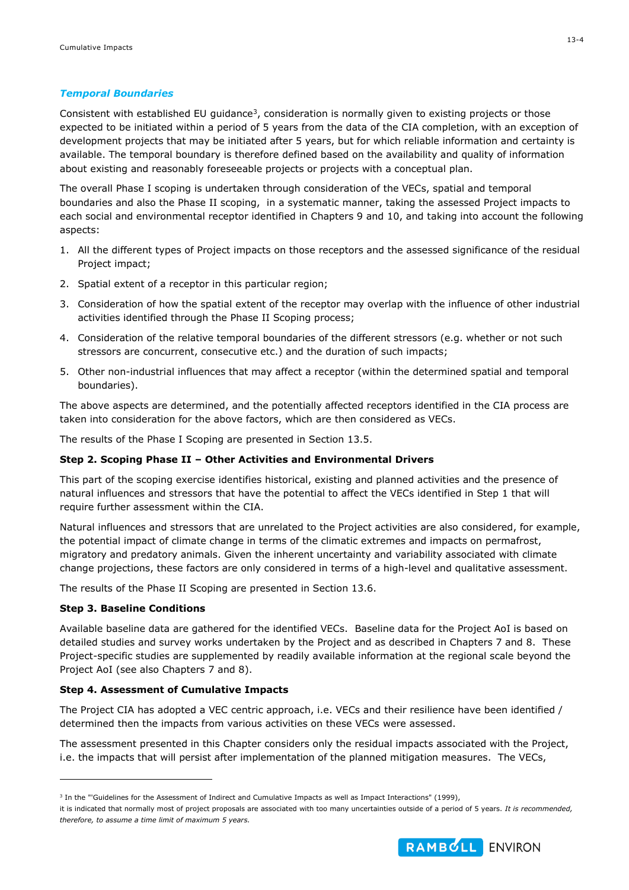### *Temporal Boundaries*

Consistent with established EU guidance[3], consideration is normally given to existing projects or those expected to be initiated within a period of 5 years from the data of the CIA completion, with an exception of development projects that may be initiated after 5 years, but for which reliable information and certainty is available. The temporal boundary is therefore defined based on the availability and quality of information about existing and reasonably foreseeable projects or projects with a conceptual plan.

The overall Phase I scoping is undertaken through consideration of the VECs, spatial and temporal boundaries and also the Phase II scoping, in a systematic manner, taking the assessed Project impacts to each social and environmental receptor identified in Chapters 9 and 10, and taking into account the following aspects:

1. All the different types of Project impacts on those receptors and the assessed significance of the residual Project impact;
2. Spatial extent of a receptor in this particular region;
3. Consideration of how the spatial extent of the receptor may overlap with the influence of other industrial activities identified through the Phase II Scoping process;
4. Consideration of the relative temporal boundaries of the different stressors (e.g. whether or not such stressors are concurrent, consecutive etc.) and the duration of such impacts;
5. Other non-industrial influences that may affect a receptor (within the determined spatial and temporal boundaries).

The above aspects are determined, and the potentially affected receptors identified in the CIA process are taken into consideration for the above factors, which are then considered as VECs.

The results of the Phase I Scoping are presented in Section 13.5.

**Step 2. Scoping Phase II – Other Activities and Environmental Drivers**

This part of the scoping exercise identifies historical, existing and planned activities and the presence of natural influences and stressors that have the potential to affect the VECs identified in Step 1 that will require further assessment within the CIA.

Natural influences and stressors that are unrelated to the Project activities are also considered, for example, the potential impact of climate change in terms of the climatic extremes and impacts on permafrost, migratory and predatory animals. Given the inherent uncertainty and variability associated with climate change projections, these factors are only considered in terms of a high-level and qualitative assessment.

The results of the Phase II Scoping are presented in Section 13.6.

**Step 3. Baseline Conditions**

Available baseline data are gathered for the identified VECs. Baseline data for the Project AoI is based on detailed studies and survey works undertaken by the Project and as described in Chapters 7 and 8. These Project-specific studies are supplemented by readily available information at the regional scale beyond the Project AoI (see also Chapters 7 and 8).

**Step 4. Assessment of Cumulative Impacts**

The Project CIA has adopted a VEC centric approach, i.e. VECs and their resilience have been identified / determined then the impacts from various activities on these VECs were assessed.

The assessment presented in this Chapter considers only the residual impacts associated with the Project, i.e. the impacts that will persist after implementation of the planned mitigation measures. The VECs,

---

[3] In the "'Guidelines for the Assessment of Indirect and Cumulative Impacts as well as Impact Interactions" (1999), it is indicated that normally most of project proposals are associated with too many uncertainties outside of a period of 5 years. *It is recommended, therefore, to assume a time limit of maximum 5 years.*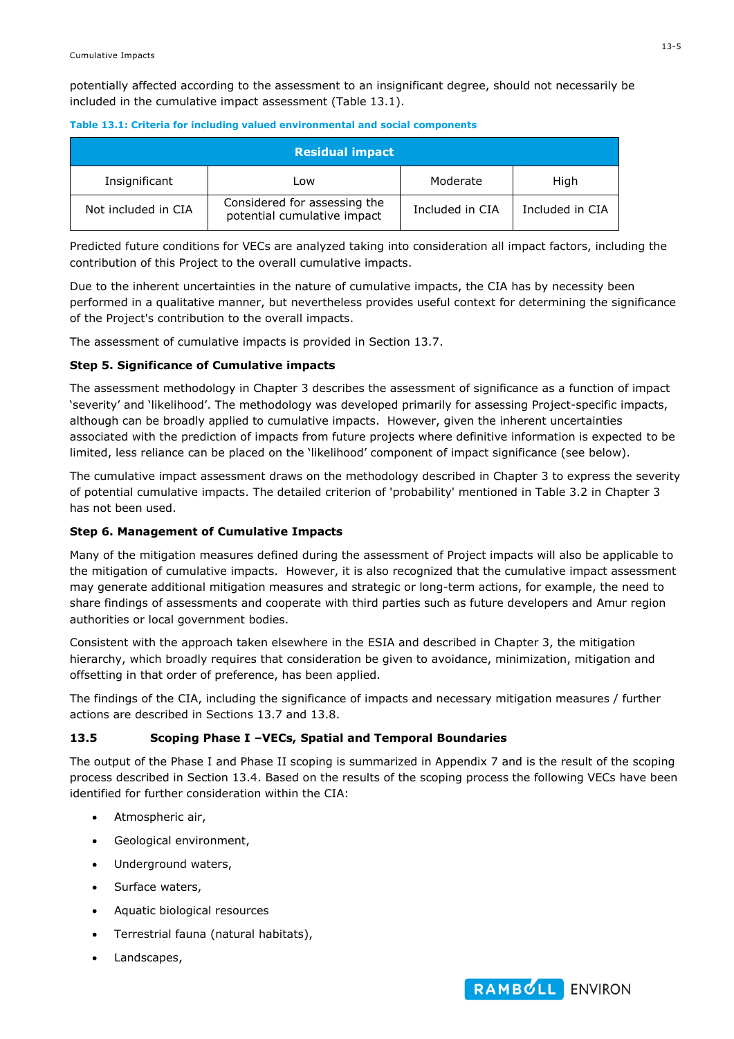potentially affected according to the assessment to an insignificant degree, should not necessarily be included in the cumulative impact assessment (Table 13.1).

**Table 13.1: Criteria for including valued environmental and social components**

| Residual impact | | | |
|---|---|---|---|
| Insignificant | Low | Moderate | High |
| Not included in CIA | Considered for assessing the potential cumulative impact | Included in CIA | Included in CIA |

Predicted future conditions for VECs are analyzed taking into consideration all impact factors, including the contribution of this Project to the overall cumulative impacts.

Due to the inherent uncertainties in the nature of cumulative impacts, the CIA has by necessity been performed in a qualitative manner, but nevertheless provides useful context for determining the significance of the Project's contribution to the overall impacts.

The assessment of cumulative impacts is provided in Section 13.7.

**Step 5. Significance of Cumulative impacts**

The assessment methodology in Chapter 3 describes the assessment of significance as a function of impact 'severity' and 'likelihood'. The methodology was developed primarily for assessing Project-specific impacts, although can be broadly applied to cumulative impacts. However, given the inherent uncertainties associated with the prediction of impacts from future projects where definitive information is expected to be limited, less reliance can be placed on the 'likelihood' component of impact significance (see below).

The cumulative impact assessment draws on the methodology described in Chapter 3 to express the severity of potential cumulative impacts. The detailed criterion of 'probability' mentioned in Table 3.2 in Chapter 3 has not been used.

**Step 6. Management of Cumulative Impacts**

Many of the mitigation measures defined during the assessment of Project impacts will also be applicable to the mitigation of cumulative impacts. However, it is also recognized that the cumulative impact assessment may generate additional mitigation measures and strategic or long-term actions, for example, the need to share findings of assessments and cooperate with third parties such as future developers and Amur region authorities or local government bodies.

Consistent with the approach taken elsewhere in the ESIA and described in Chapter 3, the mitigation hierarchy, which broadly requires that consideration be given to avoidance, minimization, mitigation and offsetting in that order of preference, has been applied.

The findings of the CIA, including the significance of impacts and necessary mitigation measures / further actions are described in Sections 13.7 and 13.8.

## 13.5 Scoping Phase I –VECs, Spatial and Temporal Boundaries

The output of the Phase I and Phase II scoping is summarized in Appendix 7 and is the result of the scoping process described in Section 13.4. Based on the results of the scoping process the following VECs have been identified for further consideration within the CIA:

- Atmospheric air,
- Geological environment,
- Underground waters,
- Surface waters,
- Aquatic biological resources
- Terrestrial fauna (natural habitats),
- Landscapes,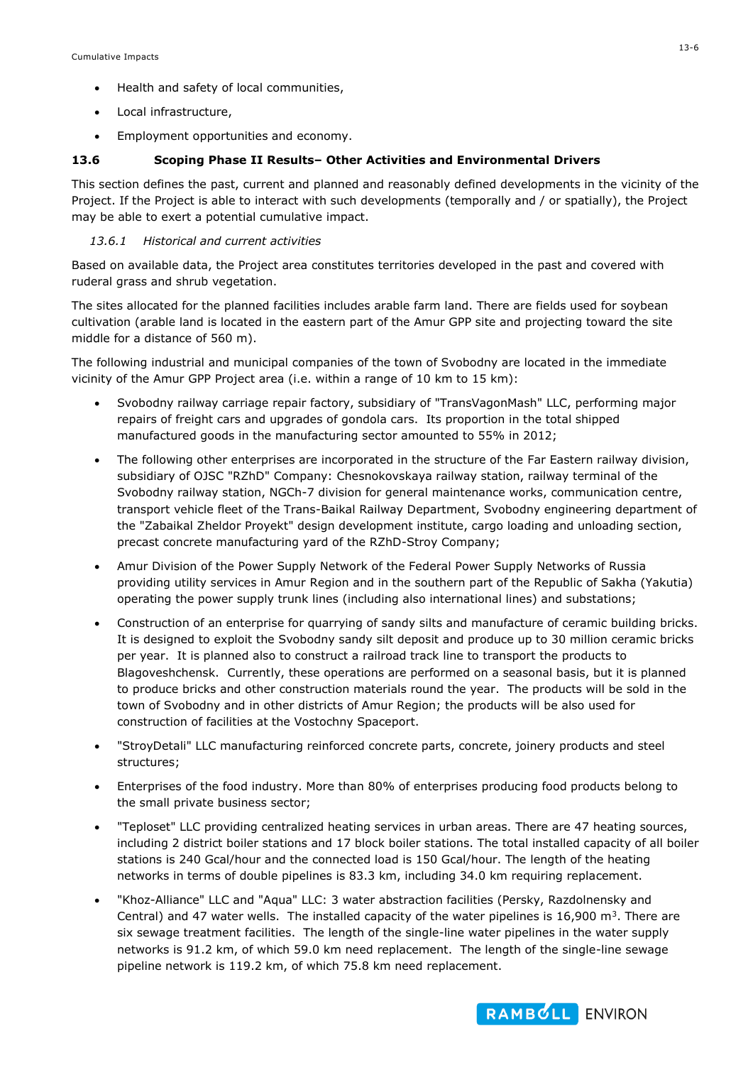- Health and safety of local communities,
- Local infrastructure,
- Employment opportunities and economy.

### 13.6 Scoping Phase II Results– Other Activities and Environmental Drivers

This section defines the past, current and planned and reasonably defined developments in the vicinity of the Project. If the Project is able to interact with such developments (temporally and / or spatially), the Project may be able to exert a potential cumulative impact.

#### *13.6.1 Historical and current activities*

Based on available data, the Project area constitutes territories developed in the past and covered with ruderal grass and shrub vegetation.

The sites allocated for the planned facilities includes arable farm land. There are fields used for soybean cultivation (arable land is located in the eastern part of the Amur GPP site and projecting toward the site middle for a distance of 560 m).

The following industrial and municipal companies of the town of Svobodny are located in the immediate vicinity of the Amur GPP Project area (i.e. within a range of 10 km to 15 km):

- Svobodny railway carriage repair factory, subsidiary of "TransVagonMash" LLC, performing major repairs of freight cars and upgrades of gondola cars. Its proportion in the total shipped manufactured goods in the manufacturing sector amounted to 55% in 2012;
- The following other enterprises are incorporated in the structure of the Far Eastern railway division, subsidiary of OJSC "RZhD" Company: Chesnokovskaya railway station, railway terminal of the Svobodny railway station, NGCh-7 division for general maintenance works, communication centre, transport vehicle fleet of the Trans-Baikal Railway Department, Svobodny engineering department of the "Zabaikal Zheldor Proyekt" design development institute, cargo loading and unloading section, precast concrete manufacturing yard of the RZhD-Stroy Company;
- Amur Division of the Power Supply Network of the Federal Power Supply Networks of Russia providing utility services in Amur Region and in the southern part of the Republic of Sakha (Yakutia) operating the power supply trunk lines (including also international lines) and substations;
- Construction of an enterprise for quarrying of sandy silts and manufacture of ceramic building bricks. It is designed to exploit the Svobodny sandy silt deposit and produce up to 30 million ceramic bricks per year. It is planned also to construct a railroad track line to transport the products to Blagoveshchensk. Currently, these operations are performed on a seasonal basis, but it is planned to produce bricks and other construction materials round the year. The products will be sold in the town of Svobodny and in other districts of Amur Region; the products will be also used for construction of facilities at the Vostochny Spaceport.
- "StroyDetali" LLC manufacturing reinforced concrete parts, concrete, joinery products and steel structures;
- Enterprises of the food industry. More than 80% of enterprises producing food products belong to the small private business sector;
- "Teploset" LLC providing centralized heating services in urban areas. There are 47 heating sources, including 2 district boiler stations and 17 block boiler stations. The total installed capacity of all boiler stations is 240 Gcal/hour and the connected load is 150 Gcal/hour. The length of the heating networks in terms of double pipelines is 83.3 km, including 34.0 km requiring replacement.
- "Khoz-Alliance" LLC and "Aqua" LLC: 3 water abstraction facilities (Persky, Razdolnensky and Central) and 47 water wells. The installed capacity of the water pipelines is 16,900 $m^3$. There are six sewage treatment facilities. The length of the single-line water pipelines in the water supply networks is 91.2 km, of which 59.0 km need replacement. The length of the single-line sewage pipeline network is 119.2 km, of which 75.8 km need replacement.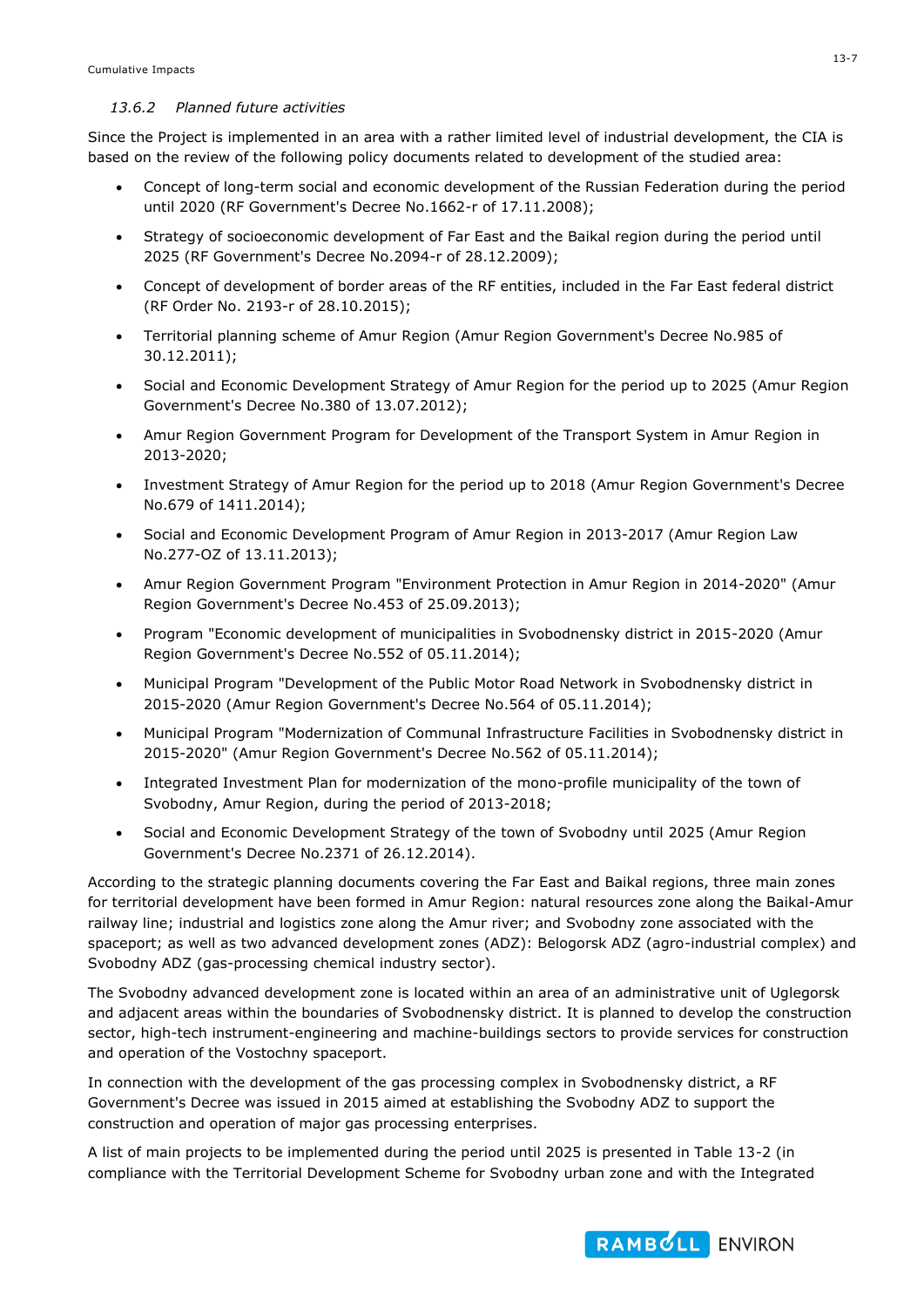### *13.6.2 Planned future activities*

Since the Project is implemented in an area with a rather limited level of industrial development, the CIA is based on the review of the following policy documents related to development of the studied area:

- Concept of long-term social and economic development of the Russian Federation during the period until 2020 (RF Government's Decree No.1662-r of 17.11.2008);
- Strategy of socioeconomic development of Far East and the Baikal region during the period until 2025 (RF Government's Decree No.2094-r of 28.12.2009);
- Concept of development of border areas of the RF entities, included in the Far East federal district (RF Order No. 2193-r of 28.10.2015);
- Territorial planning scheme of Amur Region (Amur Region Government's Decree No.985 of 30.12.2011);
- Social and Economic Development Strategy of Amur Region for the period up to 2025 (Amur Region Government's Decree No.380 of 13.07.2012);
- Amur Region Government Program for Development of the Transport System in Amur Region in 2013-2020;
- Investment Strategy of Amur Region for the period up to 2018 (Amur Region Government's Decree No.679 of 1411.2014);
- Social and Economic Development Program of Amur Region in 2013-2017 (Amur Region Law No.277-OZ of 13.11.2013);
- Amur Region Government Program "Environment Protection in Amur Region in 2014-2020" (Amur Region Government's Decree No.453 of 25.09.2013);
- Program "Economic development of municipalities in Svobodnensky district in 2015-2020 (Amur Region Government's Decree No.552 of 05.11.2014);
- Municipal Program "Development of the Public Motor Road Network in Svobodnensky district in 2015-2020 (Amur Region Government's Decree No.564 of 05.11.2014);
- Municipal Program "Modernization of Communal Infrastructure Facilities in Svobodnensky district in 2015-2020" (Amur Region Government's Decree No.562 of 05.11.2014);
- Integrated Investment Plan for modernization of the mono-profile municipality of the town of Svobodny, Amur Region, during the period of 2013-2018;
- Social and Economic Development Strategy of the town of Svobodny until 2025 (Amur Region Government's Decree No.2371 of 26.12.2014).

According to the strategic planning documents covering the Far East and Baikal regions, three main zones for territorial development have been formed in Amur Region: natural resources zone along the Baikal-Amur railway line; industrial and logistics zone along the Amur river; and Svobodny zone associated with the spaceport; as well as two advanced development zones (ADZ): Belogorsk ADZ (agro-industrial complex) and Svobodny ADZ (gas-processing chemical industry sector).

The Svobodny advanced development zone is located within an area of an administrative unit of Uglegorsk and adjacent areas within the boundaries of Svobodnensky district. It is planned to develop the construction sector, high-tech instrument-engineering and machine-buildings sectors to provide services for construction and operation of the Vostochny spaceport.

In connection with the development of the gas processing complex in Svobodnensky district, a RF Government's Decree was issued in 2015 aimed at establishing the Svobodny ADZ to support the construction and operation of major gas processing enterprises.

A list of main projects to be implemented during the period until 2025 is presented in Table 13-2 (in compliance with the Territorial Development Scheme for Svobodny urban zone and with the Integrated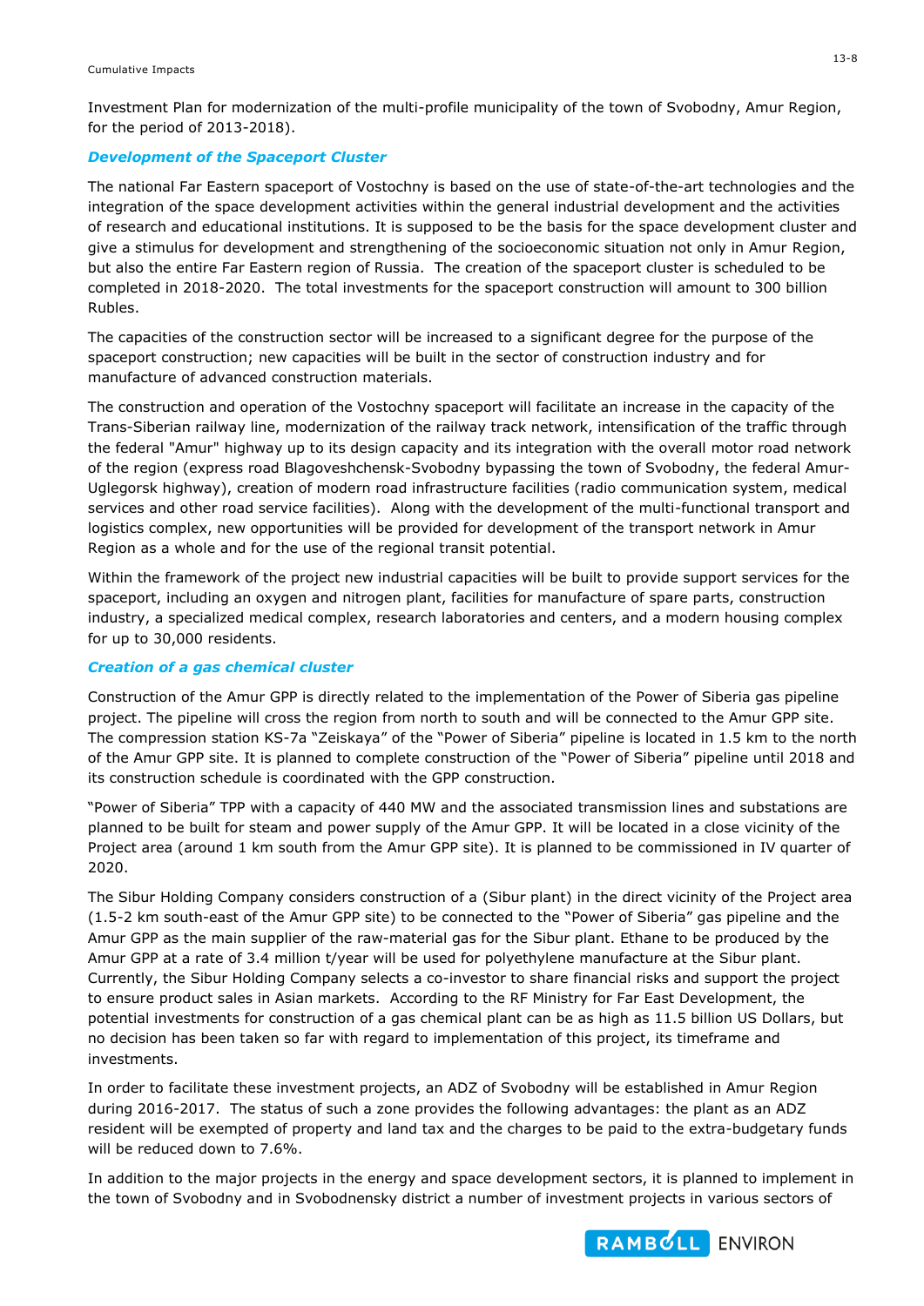Investment Plan for modernization of the multi-profile municipality of the town of Svobodny, Amur Region, for the period of 2013-2018).

### *Development of the Spaceport Cluster*

The national Far Eastern spaceport of Vostochny is based on the use of state-of-the-art technologies and the integration of the space development activities within the general industrial development and the activities of research and educational institutions. It is supposed to be the basis for the space development cluster and give a stimulus for development and strengthening of the socioeconomic situation not only in Amur Region, but also the entire Far Eastern region of Russia. The creation of the spaceport cluster is scheduled to be completed in 2018-2020. The total investments for the spaceport construction will amount to 300 billion Rubles.

The capacities of the construction sector will be increased to a significant degree for the purpose of the spaceport construction; new capacities will be built in the sector of construction industry and for manufacture of advanced construction materials.

The construction and operation of the Vostochny spaceport will facilitate an increase in the capacity of the Trans-Siberian railway line, modernization of the railway track network, intensification of the traffic through the federal "Amur" highway up to its design capacity and its integration with the overall motor road network of the region (express road Blagoveshchensk-Svobodny bypassing the town of Svobodny, the federal Amur-Uglegorsk highway), creation of modern road infrastructure facilities (radio communication system, medical services and other road service facilities). Along with the development of the multi-functional transport and logistics complex, new opportunities will be provided for development of the transport network in Amur Region as a whole and for the use of the regional transit potential.

Within the framework of the project new industrial capacities will be built to provide support services for the spaceport, including an oxygen and nitrogen plant, facilities for manufacture of spare parts, construction industry, a specialized medical complex, research laboratories and centers, and a modern housing complex for up to 30,000 residents.

### *Creation of a gas chemical cluster*

Construction of the Amur GPP is directly related to the implementation of the Power of Siberia gas pipeline project. The pipeline will cross the region from north to south and will be connected to the Amur GPP site. The compression station KS-7a "Zeiskaya" of the "Power of Siberia" pipeline is located in 1.5 km to the north of the Amur GPP site. It is planned to complete construction of the "Power of Siberia" pipeline until 2018 and its construction schedule is coordinated with the GPP construction.

"Power of Siberia" TPP with a capacity of 440 MW and the associated transmission lines and substations are planned to be built for steam and power supply of the Amur GPP. It will be located in a close vicinity of the Project area (around 1 km south from the Amur GPP site). It is planned to be commissioned in IV quarter of 2020.

The Sibur Holding Company considers construction of a (Sibur plant) in the direct vicinity of the Project area (1.5-2 km south-east of the Amur GPP site) to be connected to the "Power of Siberia" gas pipeline and the Amur GPP as the main supplier of the raw-material gas for the Sibur plant. Ethane to be produced by the Amur GPP at a rate of 3.4 million t/year will be used for polyethylene manufacture at the Sibur plant. Currently, the Sibur Holding Company selects a co-investor to share financial risks and support the project to ensure product sales in Asian markets. According to the RF Ministry for Far East Development, the potential investments for construction of a gas chemical plant can be as high as 11.5 billion US Dollars, but no decision has been taken so far with regard to implementation of this project, its timeframe and investments.

In order to facilitate these investment projects, an ADZ of Svobodny will be established in Amur Region during 2016-2017. The status of such a zone provides the following advantages: the plant as an ADZ resident will be exempted of property and land tax and the charges to be paid to the extra-budgetary funds will be reduced down to 7.6%.

In addition to the major projects in the energy and space development sectors, it is planned to implement in the town of Svobodny and in Svobodnensky district a number of investment projects in various sectors of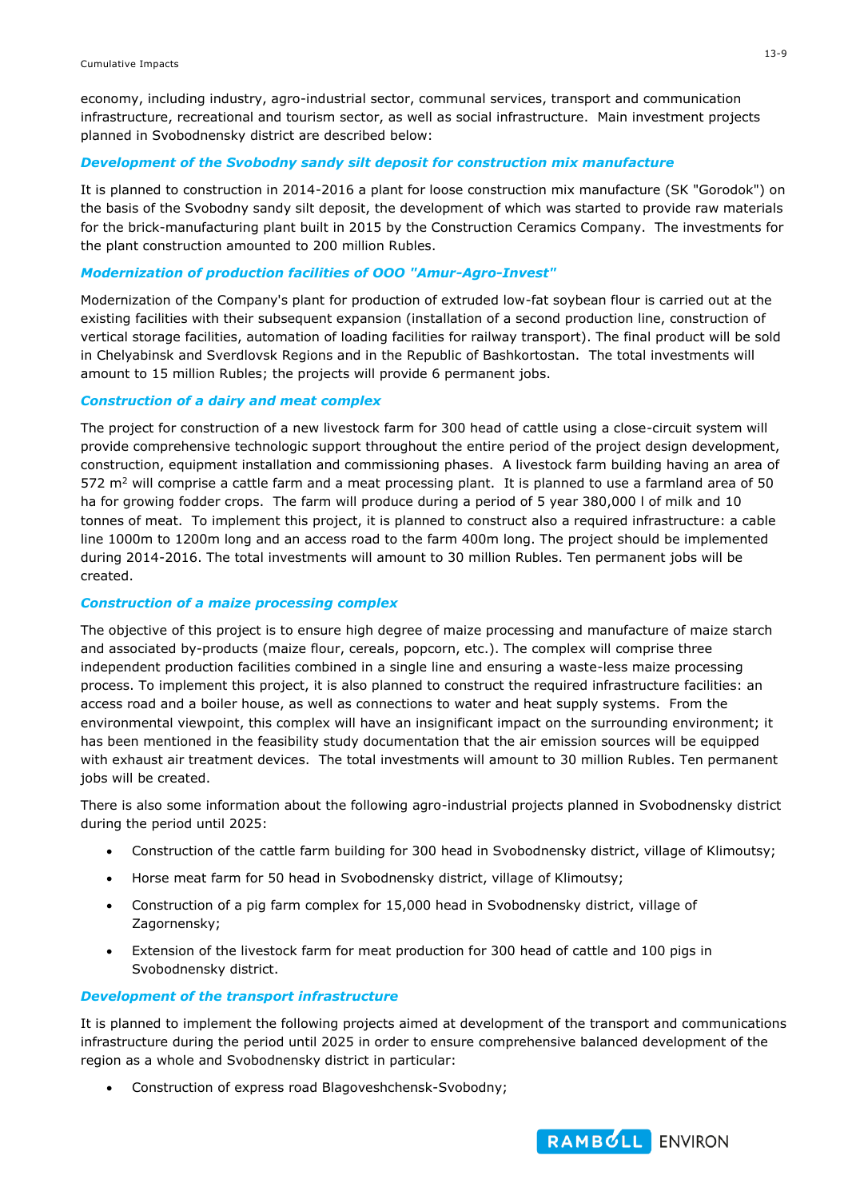economy, including industry, agro-industrial sector, communal services, transport and communication infrastructure, recreational and tourism sector, as well as social infrastructure. Main investment projects planned in Svobodnensky district are described below:

### *Development of the Svobodny sandy silt deposit for construction mix manufacture*

It is planned to construction in 2014-2016 a plant for loose construction mix manufacture (SK "Gorodok") on the basis of the Svobodny sandy silt deposit, the development of which was started to provide raw materials for the brick-manufacturing plant built in 2015 by the Construction Ceramics Company. The investments for the plant construction amounted to 200 million Rubles.

### *Modernization of production facilities of OOO "Amur-Agro-Invest"*

Modernization of the Company's plant for production of extruded low-fat soybean flour is carried out at the existing facilities with their subsequent expansion (installation of a second production line, construction of vertical storage facilities, automation of loading facilities for railway transport). The final product will be sold in Chelyabinsk and Sverdlovsk Regions and in the Republic of Bashkortostan. The total investments will amount to 15 million Rubles; the projects will provide 6 permanent jobs.

### *Construction of a dairy and meat complex*

The project for construction of a new livestock farm for 300 head of cattle using a close-circuit system will provide comprehensive technologic support throughout the entire period of the project design development, construction, equipment installation and commissioning phases. A livestock farm building having an area of 572 $m^2$ will comprise a cattle farm and a meat processing plant. It is planned to use a farmland area of 50 ha for growing fodder crops. The farm will produce during a period of 5 year 380,000 l of milk and 10 tonnes of meat. To implement this project, it is planned to construct also a required infrastructure: a cable line 1000m to 1200m long and an access road to the farm 400m long. The project should be implemented during 2014-2016. The total investments will amount to 30 million Rubles. Ten permanent jobs will be created.

### *Construction of a maize processing complex*

The objective of this project is to ensure high degree of maize processing and manufacture of maize starch and associated by-products (maize flour, cereals, popcorn, etc.). The complex will comprise three independent production facilities combined in a single line and ensuring a waste-less maize processing process. To implement this project, it is also planned to construct the required infrastructure facilities: an access road and a boiler house, as well as connections to water and heat supply systems. From the environmental viewpoint, this complex will have an insignificant impact on the surrounding environment; it has been mentioned in the feasibility study documentation that the air emission sources will be equipped with exhaust air treatment devices. The total investments will amount to 30 million Rubles. Ten permanent jobs will be created.

There is also some information about the following agro-industrial projects planned in Svobodnensky district during the period until 2025:

- Construction of the cattle farm building for 300 head in Svobodnensky district, village of Klimoutsy;
- Horse meat farm for 50 head in Svobodnensky district, village of Klimoutsy;
- Construction of a pig farm complex for 15,000 head in Svobodnensky district, village of Zagornensky;
- Extension of the livestock farm for meat production for 300 head of cattle and 100 pigs in Svobodnensky district.

### *Development of the transport infrastructure*

It is planned to implement the following projects aimed at development of the transport and communications infrastructure during the period until 2025 in order to ensure comprehensive balanced development of the region as a whole and Svobodnensky district in particular:

- Construction of express road Blagoveshchensk-Svobodny;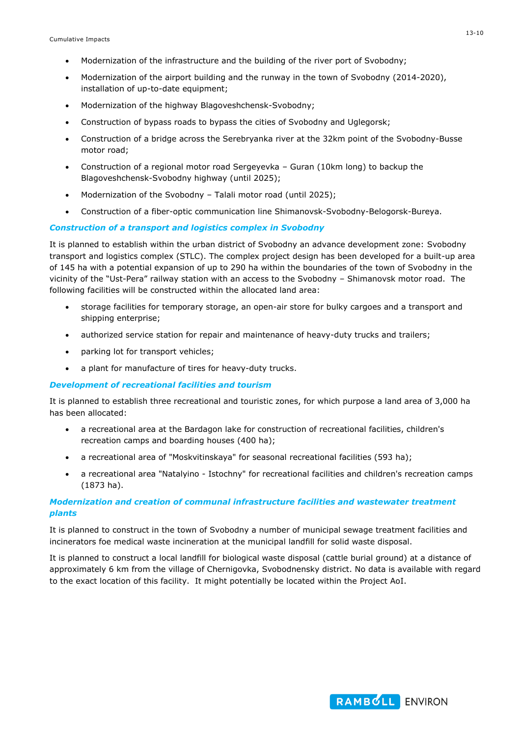- Modernization of the infrastructure and the building of the river port of Svobodny;
- Modernization of the airport building and the runway in the town of Svobodny (2014-2020), installation of up-to-date equipment;
- Modernization of the highway Blagoveshchensk-Svobodny;
- Construction of bypass roads to bypass the cities of Svobodny and Uglegorsk;
- Construction of a bridge across the Serebryanka river at the 32km point of the Svobodny-Busse motor road;
- Construction of a regional motor road Sergeyevka – Guran (10km long) to backup the Blagoveshchensk-Svobodny highway (until 2025);
- Modernization of the Svobodny – Talali motor road (until 2025);
- Construction of a fiber-optic communication line Shimanovsk-Svobodny-Belogorsk-Bureya.

### *Construction of a transport and logistics complex in Svobodny*

It is planned to establish within the urban district of Svobodny an advance development zone: Svobodny transport and logistics complex (STLC). The complex project design has been developed for a built-up area of 145 ha with a potential expansion of up to 290 ha within the boundaries of the town of Svobodny in the vicinity of the "Ust-Pera" railway station with an access to the Svobodny – Shimanovsk motor road. The following facilities will be constructed within the allocated land area:

- storage facilities for temporary storage, an open-air store for bulky cargoes and a transport and shipping enterprise;
- authorized service station for repair and maintenance of heavy-duty trucks and trailers;
- parking lot for transport vehicles;
- a plant for manufacture of tires for heavy-duty trucks.

### *Development of recreational facilities and tourism*

It is planned to establish three recreational and touristic zones, for which purpose a land area of 3,000 ha has been allocated:

- a recreational area at the Bardagon lake for construction of recreational facilities, children's recreation camps and boarding houses (400 ha);
- a recreational area of "Moskvitinskaya" for seasonal recreational facilities (593 ha);
- a recreational area "Natalyino - Istochny" for recreational facilities and children's recreation camps (1873 ha).

### *Modernization and creation of communal infrastructure facilities and wastewater treatment plants*

It is planned to construct in the town of Svobodny a number of municipal sewage treatment facilities and incinerators foe medical waste incineration at the municipal landfill for solid waste disposal.

It is planned to construct a local landfill for biological waste disposal (cattle burial ground) at a distance of approximately 6 km from the village of Chernigovka, Svobodnensky district. No data is available with regard to the exact location of this facility. It might potentially be located within the Project AoI.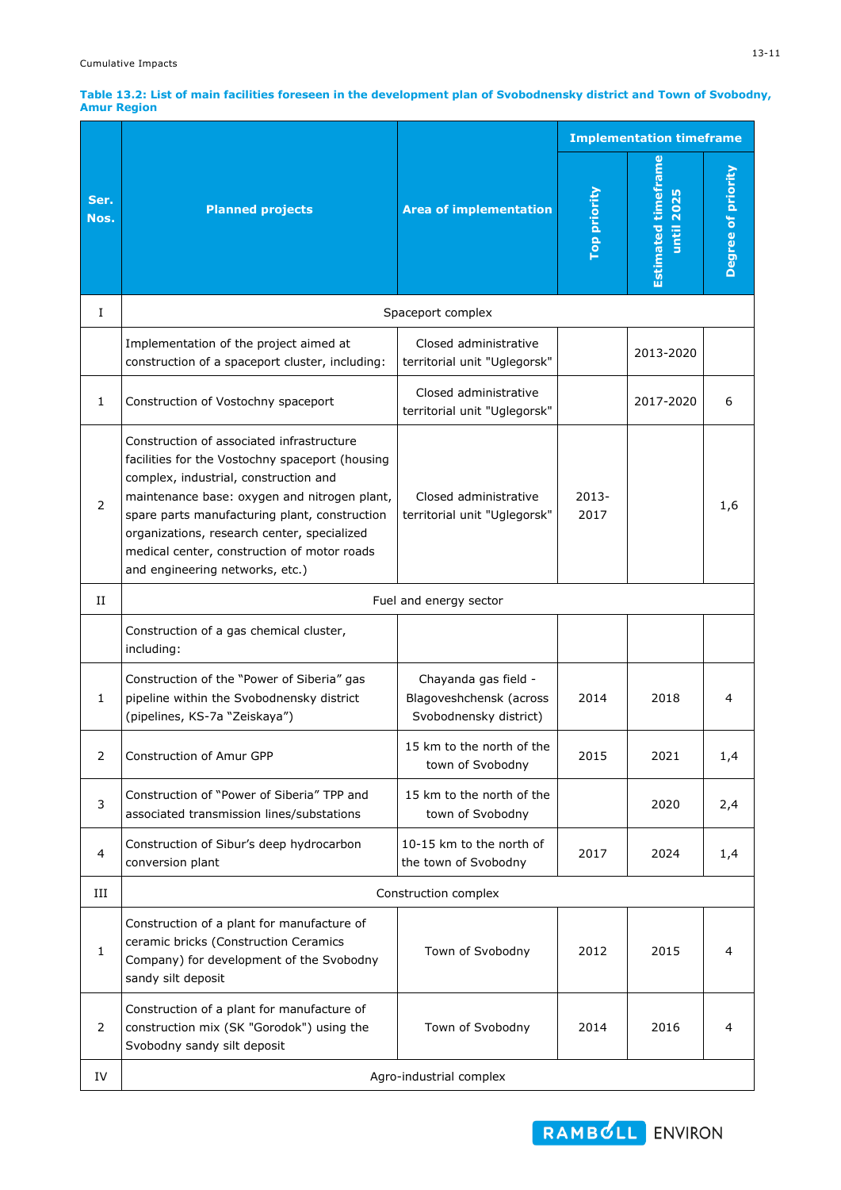**Table 13.2: List of main facilities foreseen in the development plan of Svobodnensky district and Town of Svobodny, Amur Region**

| Ser. Nos. | Planned projects | Area of implementation | Implementation timeframe | | |
|---|---|---|---|---|---|
| | | | Top priority | Estimated timeframe until 2025 | Degree of priority |
| I | Spaceport complex | | | | |
| | Implementation of the project aimed at construction of a spaceport cluster, including: | Closed administrative territorial unit "Uglegorsk" | | 2013-2020 | |
| 1 | Construction of Vostochny spaceport | Closed administrative territorial unit "Uglegorsk" | | 2017-2020 | 6 |
| 2 | Construction of associated infrastructure facilities for the Vostochny spaceport (housing complex, industrial, construction and maintenance base: oxygen and nitrogen plant, spare parts manufacturing plant, construction organizations, research center, specialized medical center, construction of motor roads and engineering networks, etc.) | Closed administrative territorial unit "Uglegorsk" | 2013-2017 | | 1,6 |
| II | Fuel and energy sector | | | | |
| | Construction of a gas chemical cluster, including: | | | | |
| 1 | Construction of the "Power of Siberia" gas pipeline within the Svobodnensky district (pipelines, KS-7a "Zeiskaya") | Chayanda gas field - Blagoveshchensk (across Svobodnensky district) | 2014 | 2018 | 4 |
| 2 | Construction of Amur GPP | 15 km to the north of the town of Svobodny | 2015 | 2021 | 1,4 |
| 3 | Construction of "Power of Siberia" TPP and associated transmission lines/substations | 15 km to the north of the town of Svobodny | | 2020 | 2,4 |
| 4 | Construction of Sibur's deep hydrocarbon conversion plant | 10-15 km to the north of the town of Svobodny | 2017 | 2024 | 1,4 |
| III | Construction complex | | | | |
| 1 | Construction of a plant for manufacture of ceramic bricks (Construction Ceramics Company) for development of the Svobodny sandy silt deposit | Town of Svobodny | 2012 | 2015 | 4 |
| 2 | Construction of a plant for manufacture of construction mix (SK "Gorodok") using the Svobodny sandy silt deposit | Town of Svobodny | 2014 | 2016 | 4 |
| IV | Agro-industrial complex | | | | |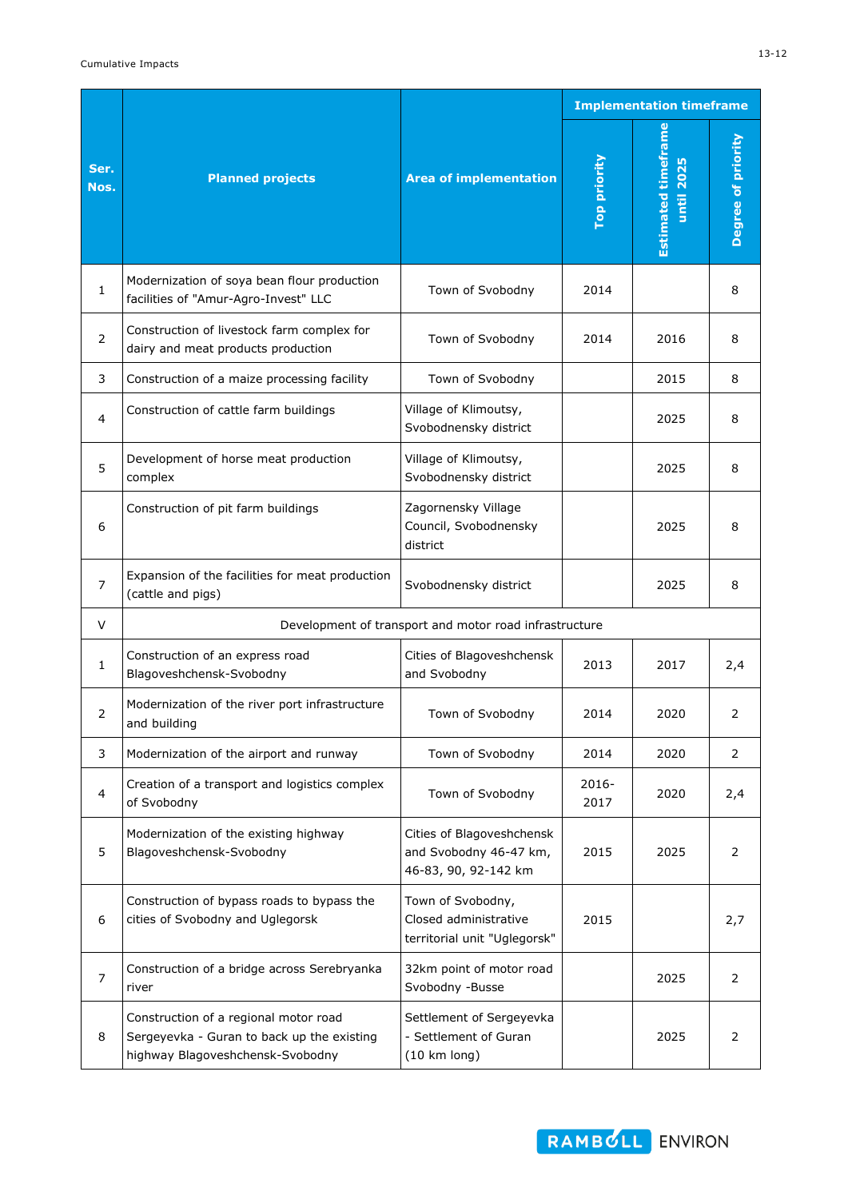| Ser. Nos. | Planned projects | Area of implementation | Implementation timeframe | | |
|---|---|---|---|---|---|
| | | | Top priority | Estimated timeframe until 2025 | Degree of priority |
| 1 | Modernization of soya bean flour production facilities of "Amur-Agro-Invest" LLC | Town of Svobodny | 2014 | | 8 |
| 2 | Construction of livestock farm complex for dairy and meat products production | Town of Svobodny | 2014 | 2016 | 8 |
| 3 | Construction of a maize processing facility | Town of Svobodny | | 2015 | 8 |
| 4 | Construction of cattle farm buildings | Village of Klimoutsy, Svobodnensky district | | 2025 | 8 |
| 5 | Development of horse meat production complex | Village of Klimoutsy, Svobodnensky district | | 2025 | 8 |
| 6 | Construction of pit farm buildings | Zagornensky Village Council, Svobodnensky district | | 2025 | 8 |
| 7 | Expansion of the facilities for meat production (cattle and pigs) | Svobodnensky district | | 2025 | 8 |
| V | Development of transport and motor road infrastructure | | | | |
| 1 | Construction of an express road Blagoveshchensk-Svobodny | Cities of Blagoveshchensk and Svobodny | 2013 | 2017 | 2,4 |
| 2 | Modernization of the river port infrastructure and building | Town of Svobodny | 2014 | 2020 | 2 |
| 3 | Modernization of the airport and runway | Town of Svobodny | 2014 | 2020 | 2 |
| 4 | Creation of a transport and logistics complex of Svobodny | Town of Svobodny | 2016-2017 | 2020 | 2,4 |
| 5 | Modernization of the existing highway Blagoveshchensk-Svobodny | Cities of Blagoveshchensk and Svobodny 46-47 km, 46-83, 90, 92-142 km | 2015 | 2025 | 2 |
| 6 | Construction of bypass roads to bypass the cities of Svobodny and Uglegorsk | Town of Svobodny, Closed administrative territorial unit "Uglegorsk" | 2015 | | 2,7 |
| 7 | Construction of a bridge across Serebryanka river | 32km point of motor road Svobodny -Busse | | 2025 | 2 |
| 8 | Construction of a regional motor road Sergeyevka - Guran to back up the existing highway Blagoveshchensk-Svobodny | Settlement of Sergeyevka - Settlement of Guran (10 km long) | | 2025 | 2 |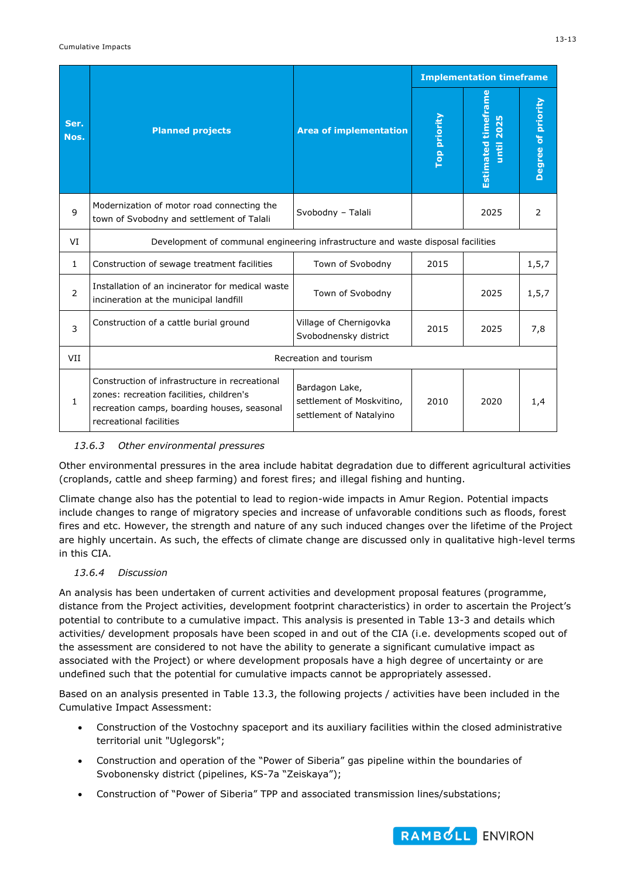| Ser. Nos. | Planned projects | Area of implementation | Implementation timeframe | | |
|---|---|---|---|---|---|
| | | | Top priority | Estimated timeframe until 2025 | Degree of priority |
| 9 | Modernization of motor road connecting the town of Svobodny and settlement of Talali | Svobodny – Talali | | 2025 | 2 |
| VI | Development of communal engineering infrastructure and waste disposal facilities | | | | |
| 1 | Construction of sewage treatment facilities | Town of Svobodny | 2015 | | 1,5,7 |
| 2 | Installation of an incinerator for medical waste incineration at the municipal landfill | Town of Svobodny | | 2025 | 1,5,7 |
| 3 | Construction of a cattle burial ground | Village of Chernigovka Svobodnensky district | 2015 | 2025 | 7,8 |
| VII | Recreation and tourism | | | | |
| 1 | Construction of infrastructure in recreational zones: recreation facilities, children's recreation camps, boarding houses, seasonal recreational facilities | Bardagon Lake, settlement of Moskvitino, settlement of Natalyino | 2010 | 2020 | 1,4 |

### *13.6.3 Other environmental pressures*

Other environmental pressures in the area include habitat degradation due to different agricultural activities (croplands, cattle and sheep farming) and forest fires; and illegal fishing and hunting.

Climate change also has the potential to lead to region-wide impacts in Amur Region. Potential impacts include changes to range of migratory species and increase of unfavorable conditions such as floods, forest fires and etc. However, the strength and nature of any such induced changes over the lifetime of the Project are highly uncertain. As such, the effects of climate change are discussed only in qualitative high-level terms in this CIA.

### *13.6.4 Discussion*

An analysis has been undertaken of current activities and development proposal features (programme, distance from the Project activities, development footprint characteristics) in order to ascertain the Project's potential to contribute to a cumulative impact. This analysis is presented in Table 13-3 and details which activities/ development proposals have been scoped in and out of the CIA (i.e. developments scoped out of the assessment are considered to not have the ability to generate a significant cumulative impact as associated with the Project) or where development proposals have a high degree of uncertainty or are undefined such that the potential for cumulative impacts cannot be appropriately assessed.

Based on an analysis presented in Table 13.3, the following projects / activities have been included in the Cumulative Impact Assessment:

- Construction of the Vostochny spaceport and its auxiliary facilities within the closed administrative territorial unit "Uglegorsk";
- Construction and operation of the "Power of Siberia" gas pipeline within the boundaries of Svobonensky district (pipelines, KS-7a "Zeiskaya");
- Construction of "Power of Siberia" TPP and associated transmission lines/substations;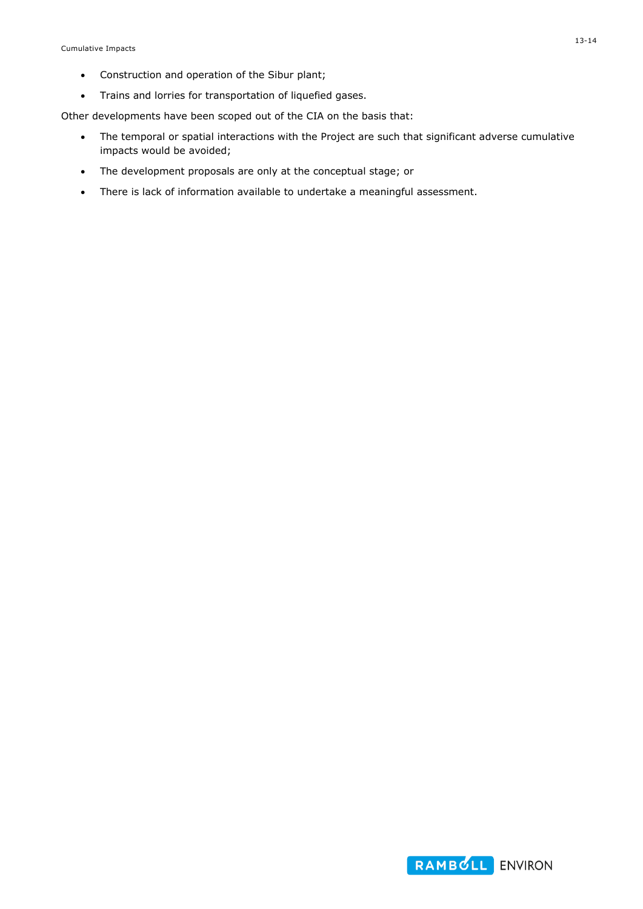- Construction and operation of the Sibur plant;
- Trains and lorries for transportation of liquefied gases.

Other developments have been scoped out of the CIA on the basis that:

- The temporal or spatial interactions with the Project are such that significant adverse cumulative impacts would be avoided;
- The development proposals are only at the conceptual stage; or
- There is lack of information available to undertake a meaningful assessment.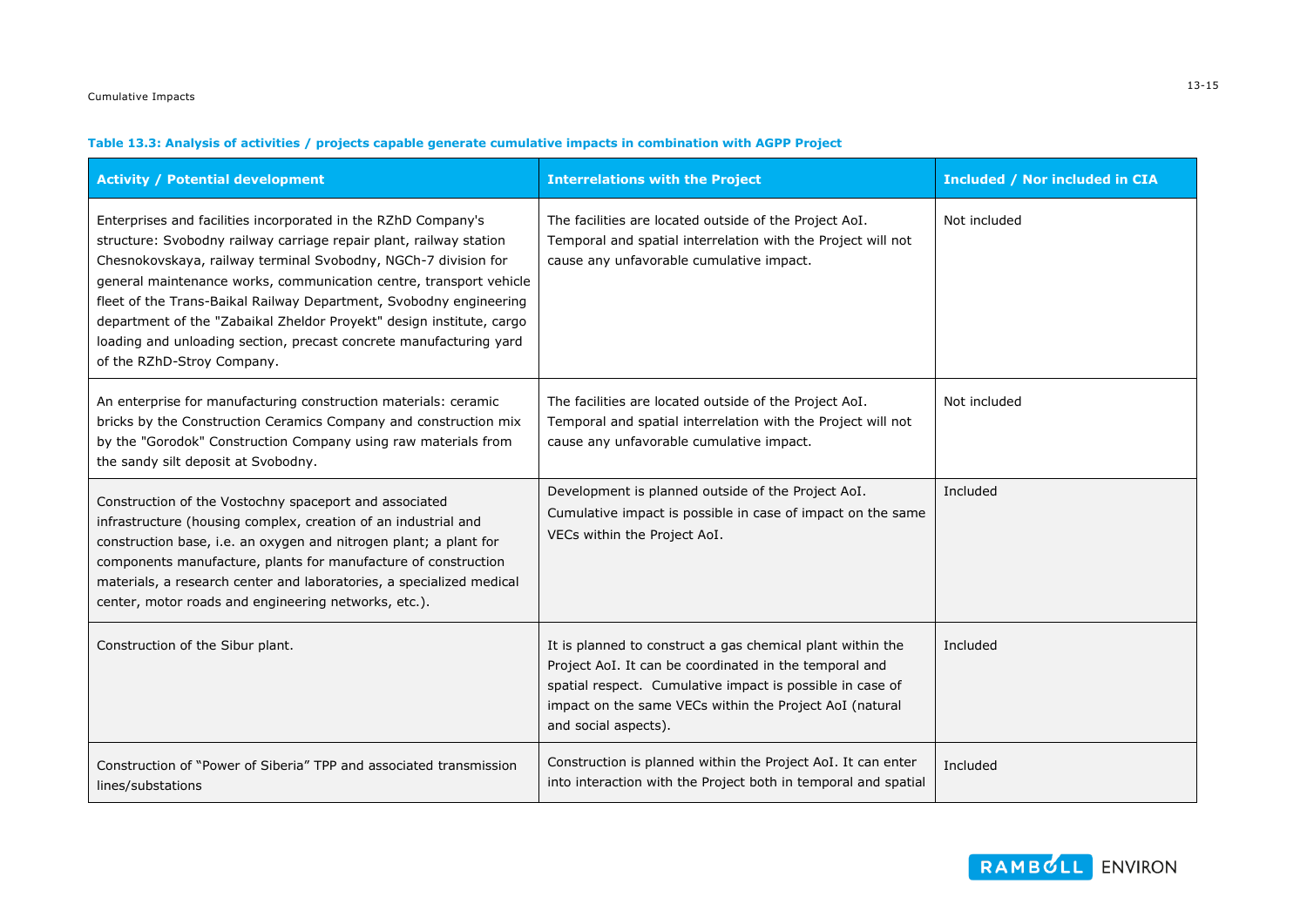**Table 13.3: Analysis of activities / projects capable generate cumulative impacts in combination with AGPP Project**

| Activity / Potential development | Interrelations with the Project | Included / Nor included in CIA |
|---|---|---|
| Enterprises and facilities incorporated in the RZhD Company's structure: Svobodny railway carriage repair plant, railway station Chesnokovskaya, railway terminal Svobodny, NGCh-7 division for general maintenance works, communication centre, transport vehicle fleet of the Trans-Baikal Railway Department, Svobodny engineering department of the "Zabaikal Zheldor Proyekt" design institute, cargo loading and unloading section, precast concrete manufacturing yard of the RZhD-Stroy Company. | The facilities are located outside of the Project AoI. Temporal and spatial interrelation with the Project will not cause any unfavorable cumulative impact. | Not included |
| An enterprise for manufacturing construction materials: ceramic bricks by the Construction Ceramics Company and construction mix by the "Gorodok" Construction Company using raw materials from the sandy silt deposit at Svobodny. | The facilities are located outside of the Project AoI. Temporal and spatial interrelation with the Project will not cause any unfavorable cumulative impact. | Not included |
| Construction of the Vostochny spaceport and associated infrastructure (housing complex, creation of an industrial and construction base, i.e. an oxygen and nitrogen plant; a plant for components manufacture, plants for manufacture of construction materials, a research center and laboratories, a specialized medical center, motor roads and engineering networks, etc.). | Development is planned outside of the Project AoI. Cumulative impact is possible in case of impact on the same VECs within the Project AoI. | Included |
| Construction of the Sibur plant. | It is planned to construct a gas chemical plant within the Project AoI. It can be coordinated in the temporal and spatial respect. Cumulative impact is possible in case of impact on the same VECs within the Project AoI (natural and social aspects). | Included |
| Construction of "Power of Siberia" TPP and associated transmission lines/substations | Construction is planned within the Project AoI. It can enter into interaction with the Project both in temporal and spatial | Included |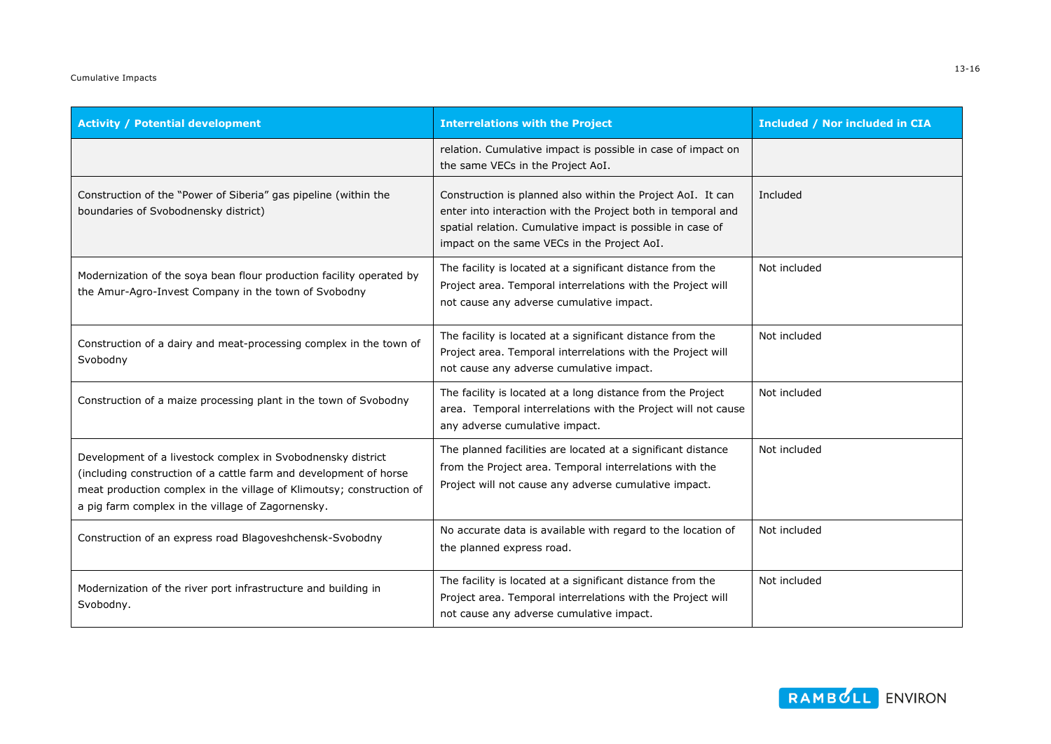| Activity / Potential development | Interrelations with the Project | Included / Nor included in CIA |
|---|---|---|
| | relation. Cumulative impact is possible in case of impact on the same VECs in the Project AoI. | |
| Construction of the "Power of Siberia" gas pipeline (within the boundaries of Svobodnensky district) | Construction is planned also within the Project AoI. It can enter into interaction with the Project both in temporal and spatial relation. Cumulative impact is possible in case of impact on the same VECs in the Project AoI. | Included |
| Modernization of the soya bean flour production facility operated by the Amur-Agro-Invest Company in the town of Svobodny | The facility is located at a significant distance from the Project area. Temporal interrelations with the Project will not cause any adverse cumulative impact. | Not included |
| Construction of a dairy and meat-processing complex in the town of Svobodny | The facility is located at a significant distance from the Project area. Temporal interrelations with the Project will not cause any adverse cumulative impact. | Not included |
| Construction of a maize processing plant in the town of Svobodny | The facility is located at a long distance from the Project area. Temporal interrelations with the Project will not cause any adverse cumulative impact. | Not included |
| Development of a livestock complex in Svobodnensky district (including construction of a cattle farm and development of horse meat production complex in the village of Klimoutsy; construction of a pig farm complex in the village of Zagornensky. | The planned facilities are located at a significant distance from the Project area. Temporal interrelations with the Project will not cause any adverse cumulative impact. | Not included |
| Construction of an express road Blagoveshchensk-Svobodny | No accurate data is available with regard to the location of the planned express road. | Not included |
| Modernization of the river port infrastructure and building in Svobodny. | The facility is located at a significant distance from the Project area. Temporal interrelations with the Project will not cause any adverse cumulative impact. | Not included |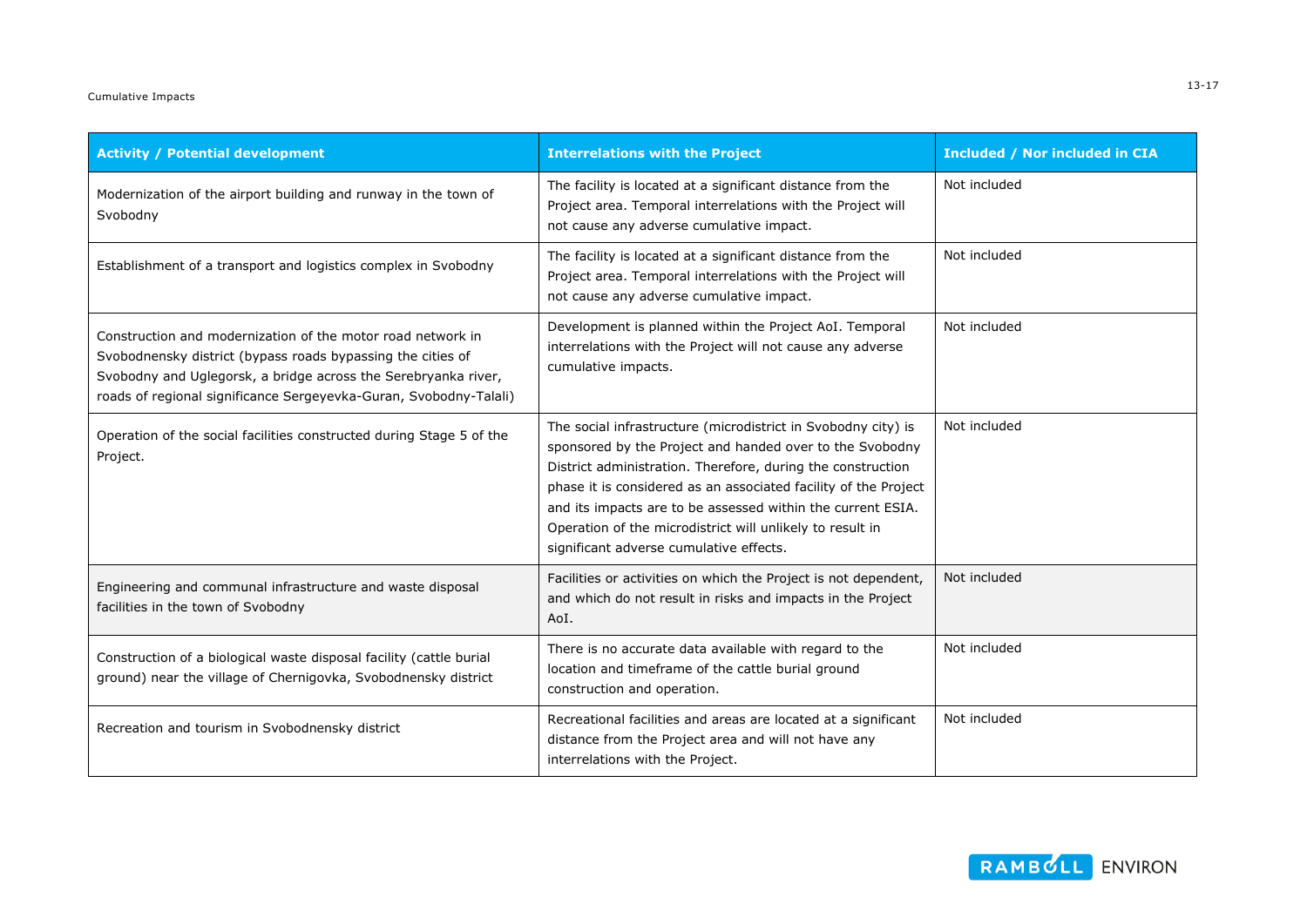| Activity / Potential development | Interrelations with the Project | Included / Nor included in CIA |
|---|---|---|
| Modernization of the airport building and runway in the town of Svobodny | The facility is located at a significant distance from the Project area. Temporal interrelations with the Project will not cause any adverse cumulative impact. | Not included |
| Establishment of a transport and logistics complex in Svobodny | The facility is located at a significant distance from the Project area. Temporal interrelations with the Project will not cause any adverse cumulative impact. | Not included |
| Construction and modernization of the motor road network in Svobodnensky district (bypass roads bypassing the cities of Svobodny and Uglegorsk, a bridge across the Serebryanka river, roads of regional significance Sergeyevka-Guran, Svobodny-Talali) | Development is planned within the Project AoI. Temporal interrelations with the Project will not cause any adverse cumulative impacts. | Not included |
| Operation of the social facilities constructed during Stage 5 of the Project. | The social infrastructure (microdistrict in Svobodny city) is sponsored by the Project and handed over to the Svobodny District administration. Therefore, during the construction phase it is considered as an associated facility of the Project and its impacts are to be assessed within the current ESIA. Operation of the microdistrict will unlikely to result in significant adverse cumulative effects. | Not included |
| Engineering and communal infrastructure and waste disposal facilities in the town of Svobodny | Facilities or activities on which the Project is not dependent, and which do not result in risks and impacts in the Project AoI. | Not included |
| Construction of a biological waste disposal facility (cattle burial ground) near the village of Chernigovka, Svobodnensky district | There is no accurate data available with regard to the location and timeframe of the cattle burial ground construction and operation. | Not included |
| Recreation and tourism in Svobodnensky district | Recreational facilities and areas are located at a significant distance from the Project area and will not have any interrelations with the Project. | Not included |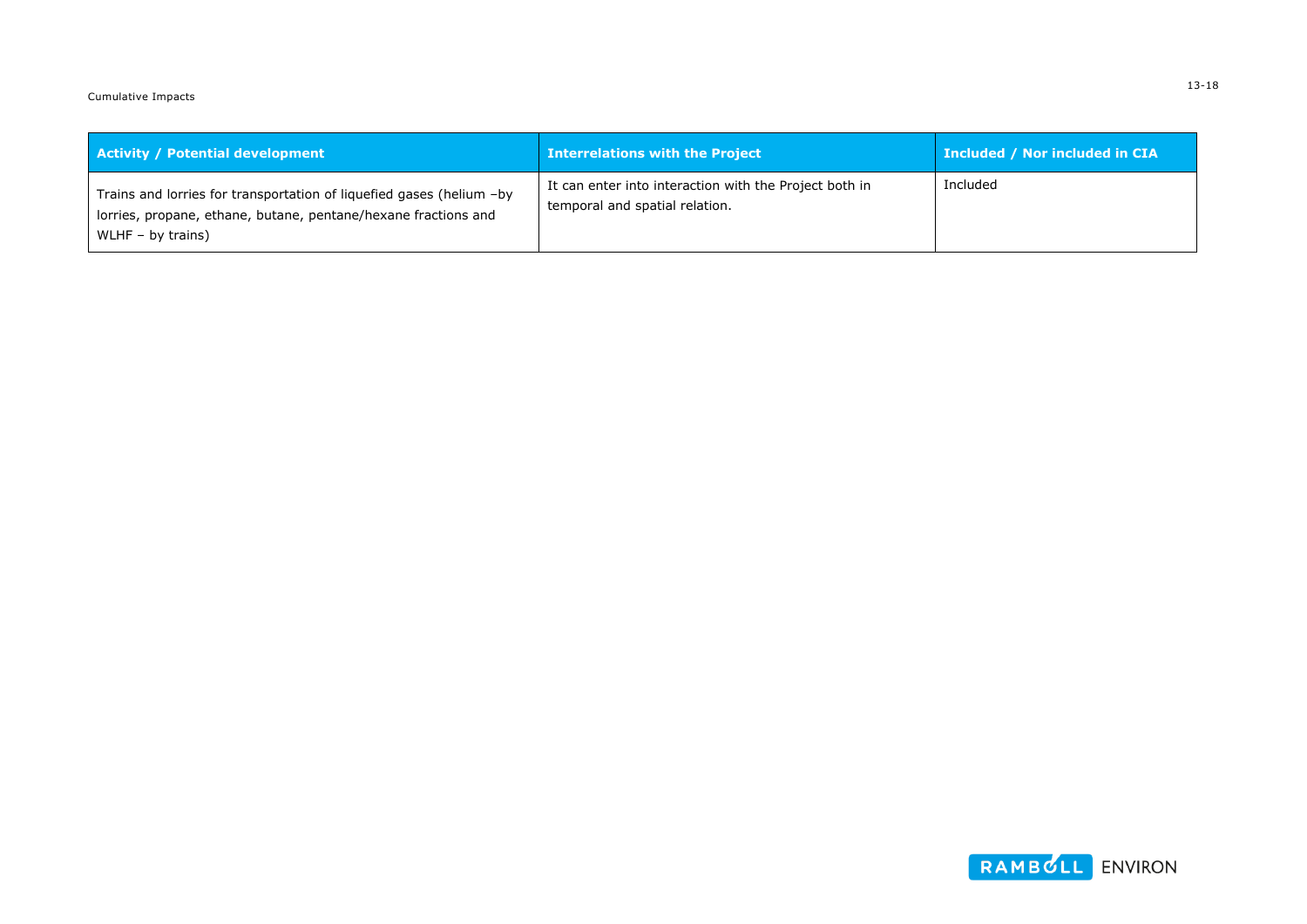| Activity / Potential development | Interrelations with the Project | Included / Nor included in CIA |
|---|---|---|
| Trains and lorries for transportation of liquefied gases (helium –by lorries, propane, ethane, butane, pentane/hexane fractions and WLHF – by trains) | It can enter into interaction with the Project both in temporal and spatial relation. | Included |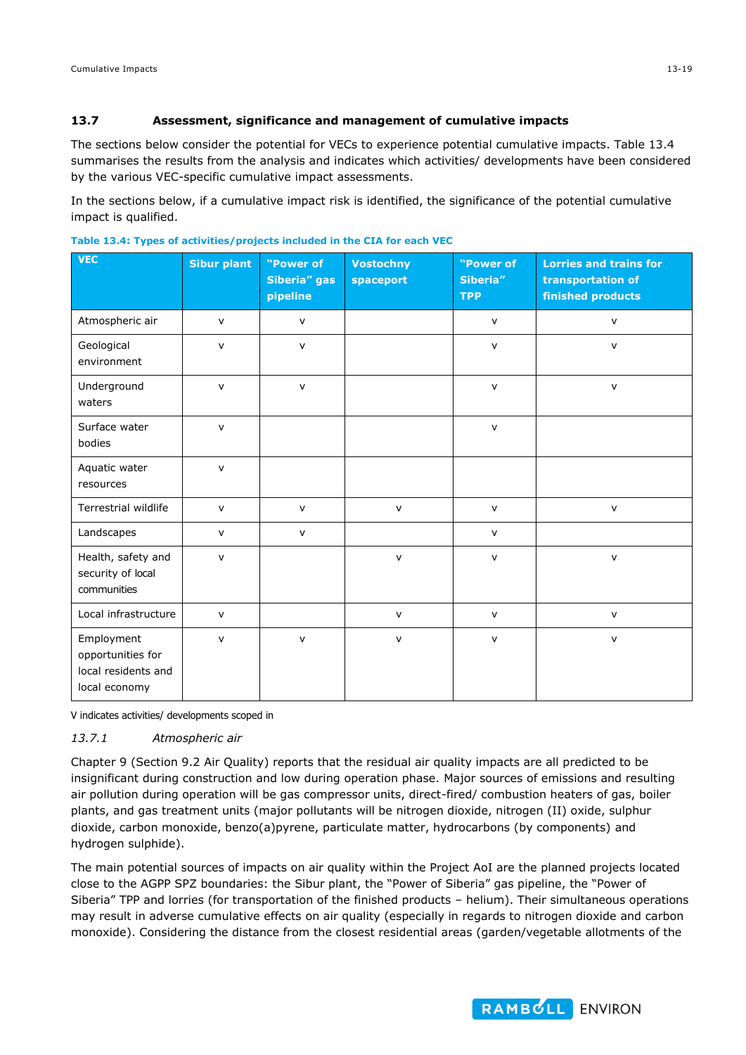## 13.7 Assessment, significance and management of cumulative impacts

The sections below consider the potential for VECs to experience potential cumulative impacts. Table 13.4 summarises the results from the analysis and indicates which activities/ developments have been considered by the various VEC-specific cumulative impact assessments.

In the sections below, if a cumulative impact risk is identified, the significance of the potential cumulative impact is qualified.

**Table 13.4: Types of activities/projects included in the CIA for each VEC**

| VEC | Sibur plant | "Power of Siberia" gas pipeline | Vostochny spaceport | "Power of Siberia" TPP | Lorries and trains for transportation of finished products |
|---|---|---|---|---|---|
| Atmospheric air | v | v | | v | v |
| Geological environment | v | v | | v | v |
| Underground waters | v | v | | v | v |
| Surface water bodies | v | | | v | |
| Aquatic water resources | v | | | | |
| Terrestrial wildlife | v | v | v | v | v |
| Landscapes | v | v | | v | |
| Health, safety and security of local communities | v | | v | v | v |
| Local infrastructure | v | | v | v | v |
| Employment opportunities for local residents and local economy | v | v | v | v | v |

V indicates activities/ developments scoped in

### *13.7.1 Atmospheric air*

Chapter 9 (Section 9.2 Air Quality) reports that the residual air quality impacts are all predicted to be insignificant during construction and low during operation phase. Major sources of emissions and resulting air pollution during operation will be gas compressor units, direct-fired/ combustion heaters of gas, boiler plants, and gas treatment units (major pollutants will be nitrogen dioxide, nitrogen (II) oxide, sulphur dioxide, carbon monoxide, benzo(a)pyrene, particulate matter, hydrocarbons (by components) and hydrogen sulphide).

The main potential sources of impacts on air quality within the Project AoI are the planned projects located close to the AGPP SPZ boundaries: the Sibur plant, the "Power of Siberia" gas pipeline, the "Power of Siberia" TPP and lorries (for transportation of the finished products – helium). Their simultaneous operations may result in adverse cumulative effects on air quality (especially in regards to nitrogen dioxide and carbon monoxide). Considering the distance from the closest residential areas (garden/vegetable allotments of the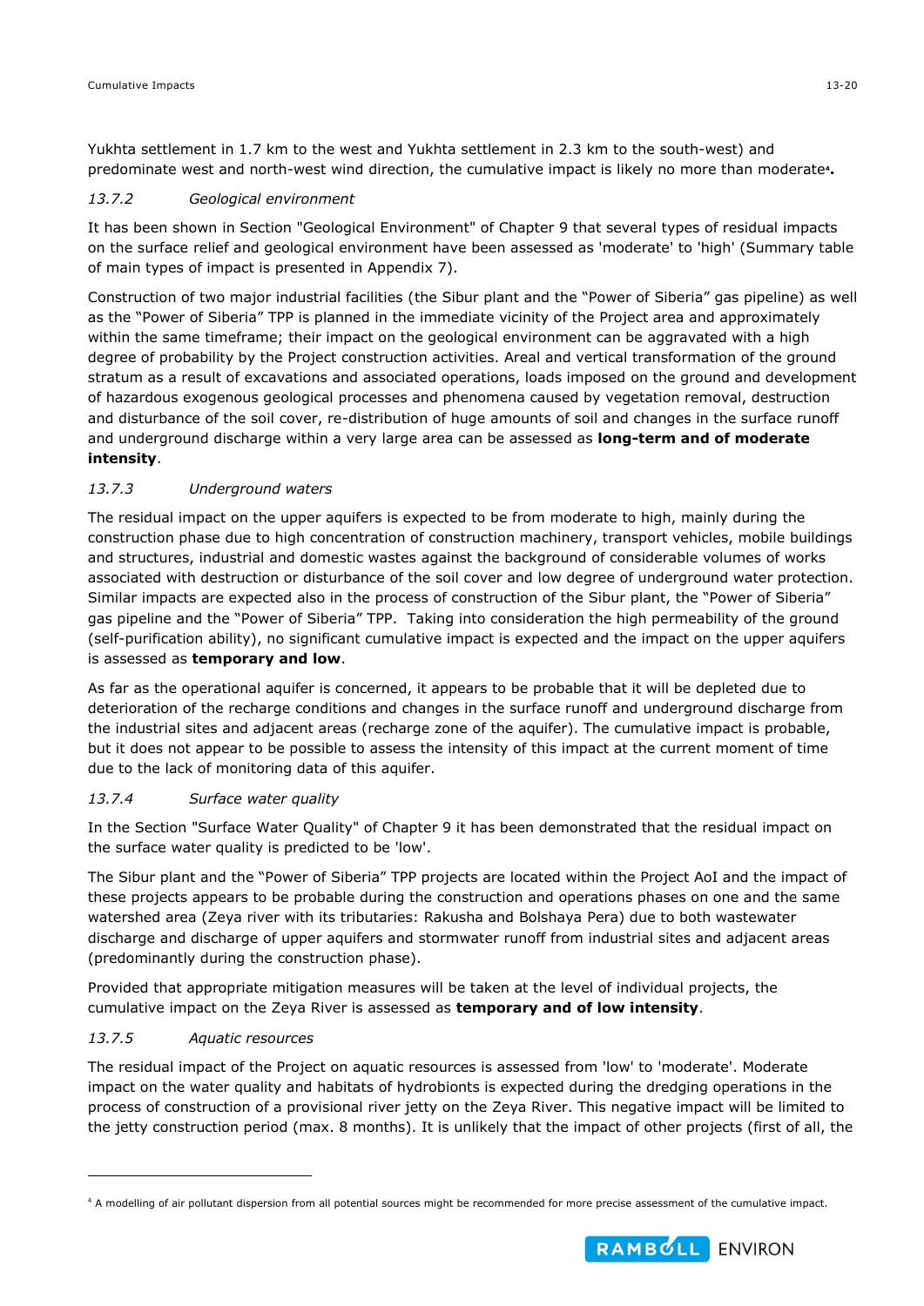Yukhta settlement in 1.7 km to the west and Yukhta settlement in 2.3 km to the south-west) and predominate west and north-west wind direction, the cumulative impact is likely no more than moderate[4]**.**

### *13.7.2 Geological environment*

It has been shown in Section "Geological Environment" of Chapter 9 that several types of residual impacts on the surface relief and geological environment have been assessed as 'moderate' to 'high' (Summary table of main types of impact is presented in Appendix 7).

Construction of two major industrial facilities (the Sibur plant and the "Power of Siberia" gas pipeline) as well as the "Power of Siberia" TPP is planned in the immediate vicinity of the Project area and approximately within the same timeframe; their impact on the geological environment can be aggravated with a high degree of probability by the Project construction activities. Areal and vertical transformation of the ground stratum as a result of excavations and associated operations, loads imposed on the ground and development of hazardous exogenous geological processes and phenomena caused by vegetation removal, destruction and disturbance of the soil cover, re-distribution of huge amounts of soil and changes in the surface runoff and underground discharge within a very large area can be assessed as **long-term and of moderate intensity**.

### *13.7.3 Underground waters*

The residual impact on the upper aquifers is expected to be from moderate to high, mainly during the construction phase due to high concentration of construction machinery, transport vehicles, mobile buildings and structures, industrial and domestic wastes against the background of considerable volumes of works associated with destruction or disturbance of the soil cover and low degree of underground water protection. Similar impacts are expected also in the process of construction of the Sibur plant, the "Power of Siberia" gas pipeline and the "Power of Siberia" TPP. Taking into consideration the high permeability of the ground (self-purification ability), no significant cumulative impact is expected and the impact on the upper aquifers is assessed as **temporary and low**.

As far as the operational aquifer is concerned, it appears to be probable that it will be depleted due to deterioration of the recharge conditions and changes in the surface runoff and underground discharge from the industrial sites and adjacent areas (recharge zone of the aquifer). The cumulative impact is probable, but it does not appear to be possible to assess the intensity of this impact at the current moment of time due to the lack of monitoring data of this aquifer.

### *13.7.4 Surface water quality*

In the Section "Surface Water Quality" of Chapter 9 it has been demonstrated that the residual impact on the surface water quality is predicted to be 'low'.

The Sibur plant and the "Power of Siberia" TPP projects are located within the Project AoI and the impact of these projects appears to be probable during the construction and operations phases on one and the same watershed area (Zeya river with its tributaries: Rakusha and Bolshaya Pera) due to both wastewater discharge and discharge of upper aquifers and stormwater runoff from industrial sites and adjacent areas (predominantly during the construction phase).

Provided that appropriate mitigation measures will be taken at the level of individual projects, the cumulative impact on the Zeya River is assessed as **temporary and of low intensity**.

### *13.7.5 Aquatic resources*

The residual impact of the Project on aquatic resources is assessed from 'low' to 'moderate'. Moderate impact on the water quality and habitats of hydrobionts is expected during the dredging operations in the process of construction of a provisional river jetty on the Zeya River. This negative impact will be limited to the jetty construction period (max. 8 months). It is unlikely that the impact of other projects (first of all, the

---

[4] A modelling of air pollutant dispersion from all potential sources might be recommended for more precise assessment of the cumulative impact.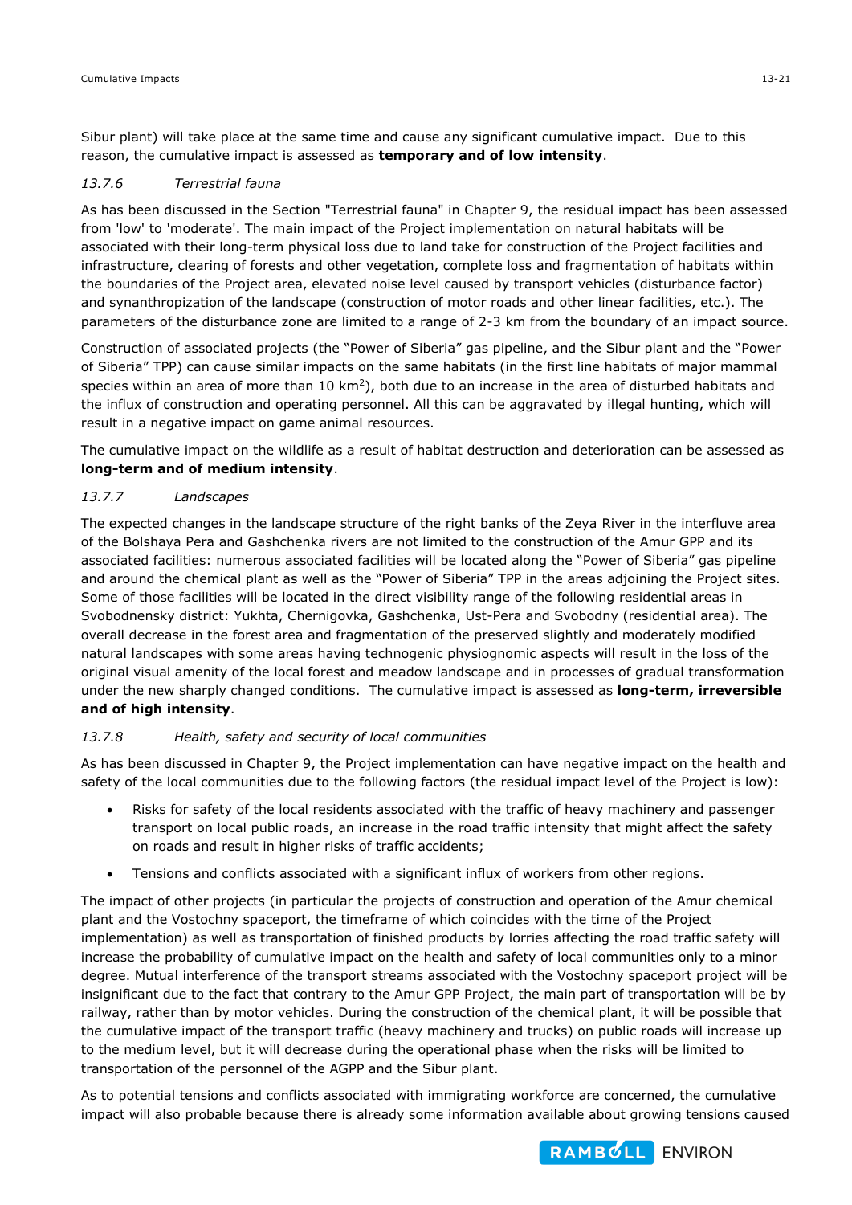Sibur plant) will take place at the same time and cause any significant cumulative impact. Due to this reason, the cumulative impact is assessed as **temporary and of low intensity**.

### *13.7.6 Terrestrial fauna*

As has been discussed in the Section "Terrestrial fauna" in Chapter 9, the residual impact has been assessed from 'low' to 'moderate'. The main impact of the Project implementation on natural habitats will be associated with their long-term physical loss due to land take for construction of the Project facilities and infrastructure, clearing of forests and other vegetation, complete loss and fragmentation of habitats within the boundaries of the Project area, elevated noise level caused by transport vehicles (disturbance factor) and synanthropization of the landscape (construction of motor roads and other linear facilities, etc.). The parameters of the disturbance zone are limited to a range of 2-3 km from the boundary of an impact source.

Construction of associated projects (the "Power of Siberia" gas pipeline, and the Sibur plant and the "Power of Siberia" TPP) can cause similar impacts on the same habitats (in the first line habitats of major mammal species within an area of more than 10 $km^2$), both due to an increase in the area of disturbed habitats and the influx of construction and operating personnel. All this can be aggravated by illegal hunting, which will result in a negative impact on game animal resources.

The cumulative impact on the wildlife as a result of habitat destruction and deterioration can be assessed as **long-term and of medium intensity**.

### *13.7.7 Landscapes*

The expected changes in the landscape structure of the right banks of the Zeya River in the interfluve area of the Bolshaya Pera and Gashchenka rivers are not limited to the construction of the Amur GPP and its associated facilities: numerous associated facilities will be located along the "Power of Siberia" gas pipeline and around the chemical plant as well as the "Power of Siberia" TPP in the areas adjoining the Project sites. Some of those facilities will be located in the direct visibility range of the following residential areas in Svobodnensky district: Yukhta, Chernigovka, Gashchenka, Ust-Pera and Svobodny (residential area). The overall decrease in the forest area and fragmentation of the preserved slightly and moderately modified natural landscapes with some areas having technogenic physiognomic aspects will result in the loss of the original visual amenity of the local forest and meadow landscape and in processes of gradual transformation under the new sharply changed conditions. The cumulative impact is assessed as **long-term, irreversible and of high intensity**.

### *13.7.8 Health, safety and security of local communities*

As has been discussed in Chapter 9, the Project implementation can have negative impact on the health and safety of the local communities due to the following factors (the residual impact level of the Project is low):

- Risks for safety of the local residents associated with the traffic of heavy machinery and passenger transport on local public roads, an increase in the road traffic intensity that might affect the safety on roads and result in higher risks of traffic accidents;
- Tensions and conflicts associated with a significant influx of workers from other regions.

The impact of other projects (in particular the projects of construction and operation of the Amur chemical plant and the Vostochny spaceport, the timeframe of which coincides with the time of the Project implementation) as well as transportation of finished products by lorries affecting the road traffic safety will increase the probability of cumulative impact on the health and safety of local communities only to a minor degree. Mutual interference of the transport streams associated with the Vostochny spaceport project will be insignificant due to the fact that contrary to the Amur GPP Project, the main part of transportation will be by railway, rather than by motor vehicles. During the construction of the chemical plant, it will be possible that the cumulative impact of the transport traffic (heavy machinery and trucks) on public roads will increase up to the medium level, but it will decrease during the operational phase when the risks will be limited to transportation of the personnel of the AGPP and the Sibur plant.

As to potential tensions and conflicts associated with immigrating workforce are concerned, the cumulative impact will also probable because there is already some information available about growing tensions caused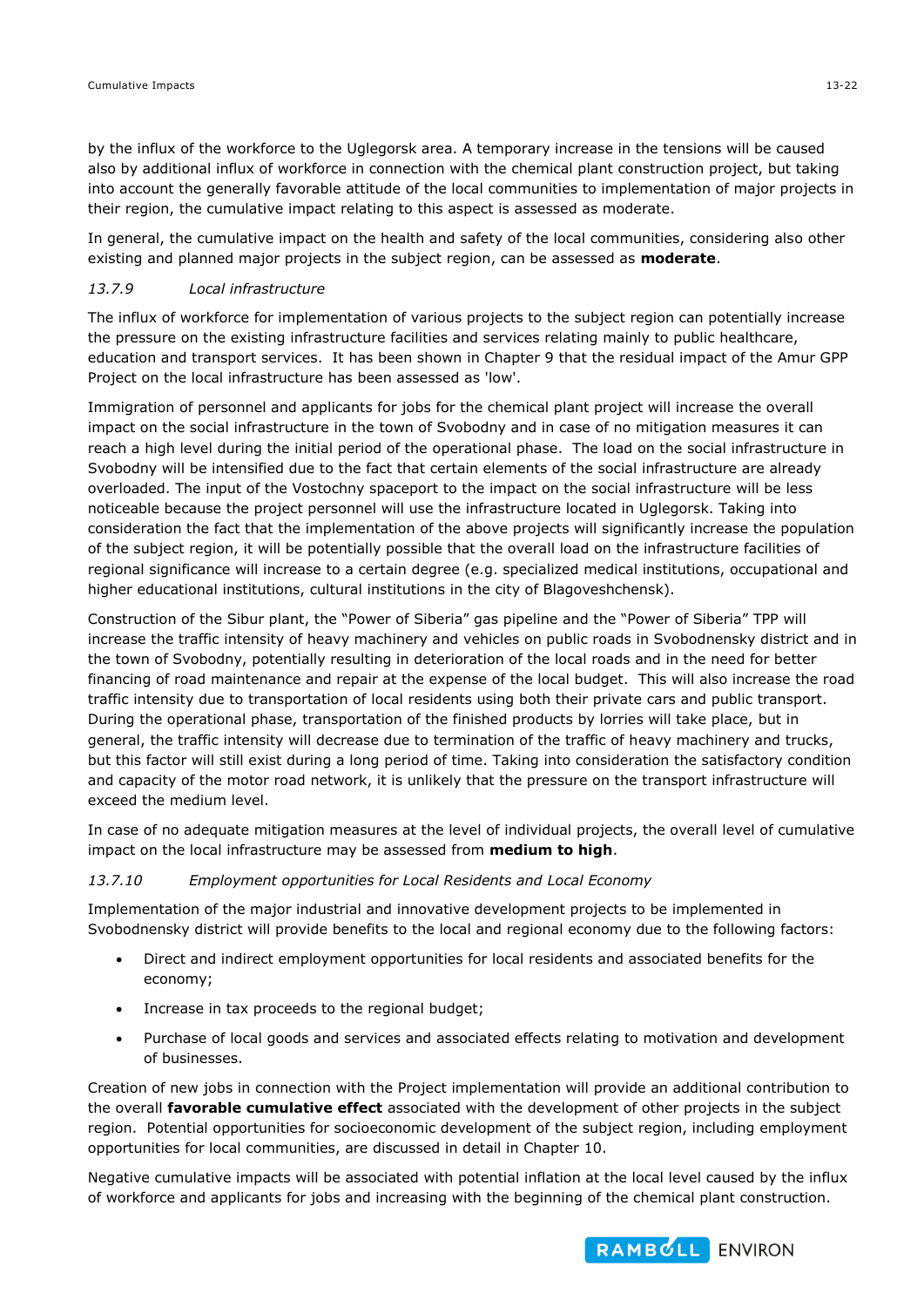by the influx of the workforce to the Uglegorsk area. A temporary increase in the tensions will be caused also by additional influx of workforce in connection with the chemical plant construction project, but taking into account the generally favorable attitude of the local communities to implementation of major projects in their region, the cumulative impact relating to this aspect is assessed as moderate.

In general, the cumulative impact on the health and safety of the local communities, considering also other existing and planned major projects in the subject region, can be assessed as **moderate**.

### *13.7.9 Local infrastructure*

The influx of workforce for implementation of various projects to the subject region can potentially increase the pressure on the existing infrastructure facilities and services relating mainly to public healthcare, education and transport services. It has been shown in Chapter 9 that the residual impact of the Amur GPP Project on the local infrastructure has been assessed as 'low'.

Immigration of personnel and applicants for jobs for the chemical plant project will increase the overall impact on the social infrastructure in the town of Svobodny and in case of no mitigation measures it can reach a high level during the initial period of the operational phase. The load on the social infrastructure in Svobodny will be intensified due to the fact that certain elements of the social infrastructure are already overloaded. The input of the Vostochny spaceport to the impact on the social infrastructure will be less noticeable because the project personnel will use the infrastructure located in Uglegorsk. Taking into consideration the fact that the implementation of the above projects will significantly increase the population of the subject region, it will be potentially possible that the overall load on the infrastructure facilities of regional significance will increase to a certain degree (e.g. specialized medical institutions, occupational and higher educational institutions, cultural institutions in the city of Blagoveshchensk).

Construction of the Sibur plant, the "Power of Siberia" gas pipeline and the "Power of Siberia" TPP will increase the traffic intensity of heavy machinery and vehicles on public roads in Svobodnensky district and in the town of Svobodny, potentially resulting in deterioration of the local roads and in the need for better financing of road maintenance and repair at the expense of the local budget. This will also increase the road traffic intensity due to transportation of local residents using both their private cars and public transport. During the operational phase, transportation of the finished products by lorries will take place, but in general, the traffic intensity will decrease due to termination of the traffic of heavy machinery and trucks, but this factor will still exist during a long period of time. Taking into consideration the satisfactory condition and capacity of the motor road network, it is unlikely that the pressure on the transport infrastructure will exceed the medium level.

In case of no adequate mitigation measures at the level of individual projects, the overall level of cumulative impact on the local infrastructure may be assessed from **medium to high**.

### *13.7.10 Employment opportunities for Local Residents and Local Economy*

Implementation of the major industrial and innovative development projects to be implemented in Svobodnensky district will provide benefits to the local and regional economy due to the following factors:

- Direct and indirect employment opportunities for local residents and associated benefits for the economy;
- Increase in tax proceeds to the regional budget;
- Purchase of local goods and services and associated effects relating to motivation and development of businesses.

Creation of new jobs in connection with the Project implementation will provide an additional contribution to the overall **favorable cumulative effect** associated with the development of other projects in the subject region. Potential opportunities for socioeconomic development of the subject region, including employment opportunities for local communities, are discussed in detail in Chapter 10.

Negative cumulative impacts will be associated with potential inflation at the local level caused by the influx of workforce and applicants for jobs and increasing with the beginning of the chemical plant construction.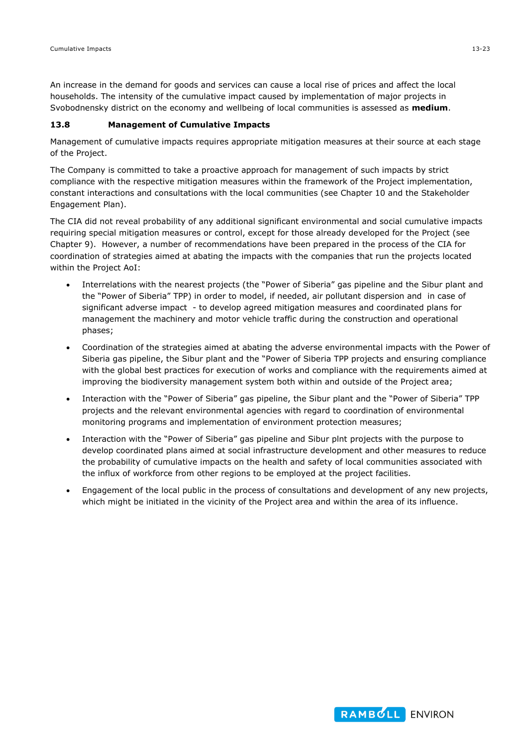An increase in the demand for goods and services can cause a local rise of prices and affect the local households. The intensity of the cumulative impact caused by implementation of major projects in Svobodnensky district on the economy and wellbeing of local communities is assessed as **medium**.

### 13.8 Management of Cumulative Impacts

Management of cumulative impacts requires appropriate mitigation measures at their source at each stage of the Project.

The Company is committed to take a proactive approach for management of such impacts by strict compliance with the respective mitigation measures within the framework of the Project implementation, constant interactions and consultations with the local communities (see Chapter 10 and the Stakeholder Engagement Plan).

The CIA did not reveal probability of any additional significant environmental and social cumulative impacts requiring special mitigation measures or control, except for those already developed for the Project (see Chapter 9). However, a number of recommendations have been prepared in the process of the CIA for coordination of strategies aimed at abating the impacts with the companies that run the projects located within the Project AoI:

- Interrelations with the nearest projects (the "Power of Siberia" gas pipeline and the Sibur plant and the "Power of Siberia" TPP) in order to model, if needed, air pollutant dispersion and in case of significant adverse impact - to develop agreed mitigation measures and coordinated plans for management the machinery and motor vehicle traffic during the construction and operational phases;
- Coordination of the strategies aimed at abating the adverse environmental impacts with the Power of Siberia gas pipeline, the Sibur plant and the "Power of Siberia TPP projects and ensuring compliance with the global best practices for execution of works and compliance with the requirements aimed at improving the biodiversity management system both within and outside of the Project area;
- Interaction with the "Power of Siberia" gas pipeline, the Sibur plant and the "Power of Siberia" TPP projects and the relevant environmental agencies with regard to coordination of environmental monitoring programs and implementation of environment protection measures;
- Interaction with the "Power of Siberia" gas pipeline and Sibur plnt projects with the purpose to develop coordinated plans aimed at social infrastructure development and other measures to reduce the probability of cumulative impacts on the health and safety of local communities associated with the influx of workforce from other regions to be employed at the project facilities.
- Engagement of the local public in the process of consultations and development of any new projects, which might be initiated in the vicinity of the Project area and within the area of its influence.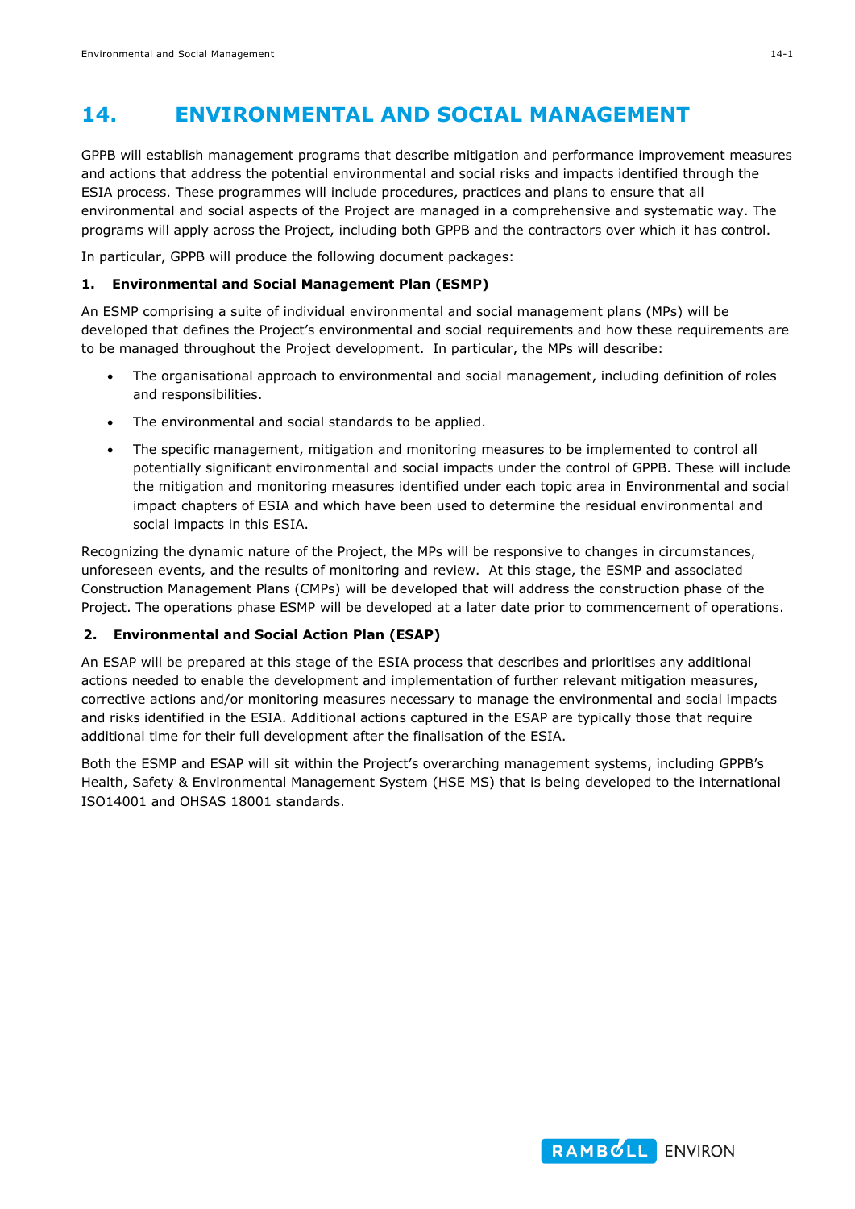# 14. ENVIRONMENTAL AND SOCIAL MANAGEMENT

GPPB will establish management programs that describe mitigation and performance improvement measures and actions that address the potential environmental and social risks and impacts identified through the ESIA process. These programmes will include procedures, practices and plans to ensure that all environmental and social aspects of the Project are managed in a comprehensive and systematic way. The programs will apply across the Project, including both GPPB and the contractors over which it has control.

In particular, GPPB will produce the following document packages:

**1. Environmental and Social Management Plan (ESMP)**

An ESMP comprising a suite of individual environmental and social management plans (MPs) will be developed that defines the Project's environmental and social requirements and how these requirements are to be managed throughout the Project development. In particular, the MPs will describe:

- The organisational approach to environmental and social management, including definition of roles and responsibilities.
- The environmental and social standards to be applied.
- The specific management, mitigation and monitoring measures to be implemented to control all potentially significant environmental and social impacts under the control of GPPB. These will include the mitigation and monitoring measures identified under each topic area in Environmental and social impact chapters of ESIA and which have been used to determine the residual environmental and social impacts in this ESIA.

Recognizing the dynamic nature of the Project, the MPs will be responsive to changes in circumstances, unforeseen events, and the results of monitoring and review. At this stage, the ESMP and associated Construction Management Plans (CMPs) will be developed that will address the construction phase of the Project. The operations phase ESMP will be developed at a later date prior to commencement of operations.

**2. Environmental and Social Action Plan (ESAP)**

An ESAP will be prepared at this stage of the ESIA process that describes and prioritises any additional actions needed to enable the development and implementation of further relevant mitigation measures, corrective actions and/or monitoring measures necessary to manage the environmental and social impacts and risks identified in the ESIA. Additional actions captured in the ESAP are typically those that require additional time for their full development after the finalisation of the ESIA.

Both the ESMP and ESAP will sit within the Project's overarching management systems, including GPPB's Health, Safety & Environmental Management System (HSE MS) that is being developed to the international ISO14001 and OHSAS 18001 standards.